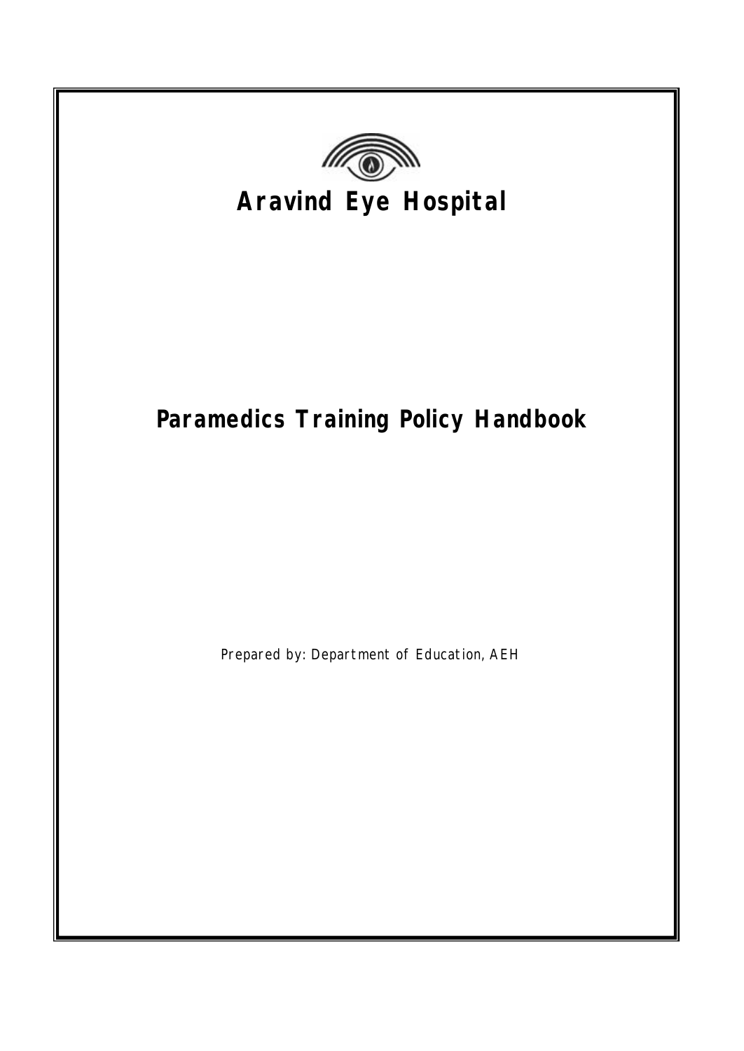# Aravind Eye Hospital

# Paramedics Training Policy Handbook

Prepared by: Department of Education, AEH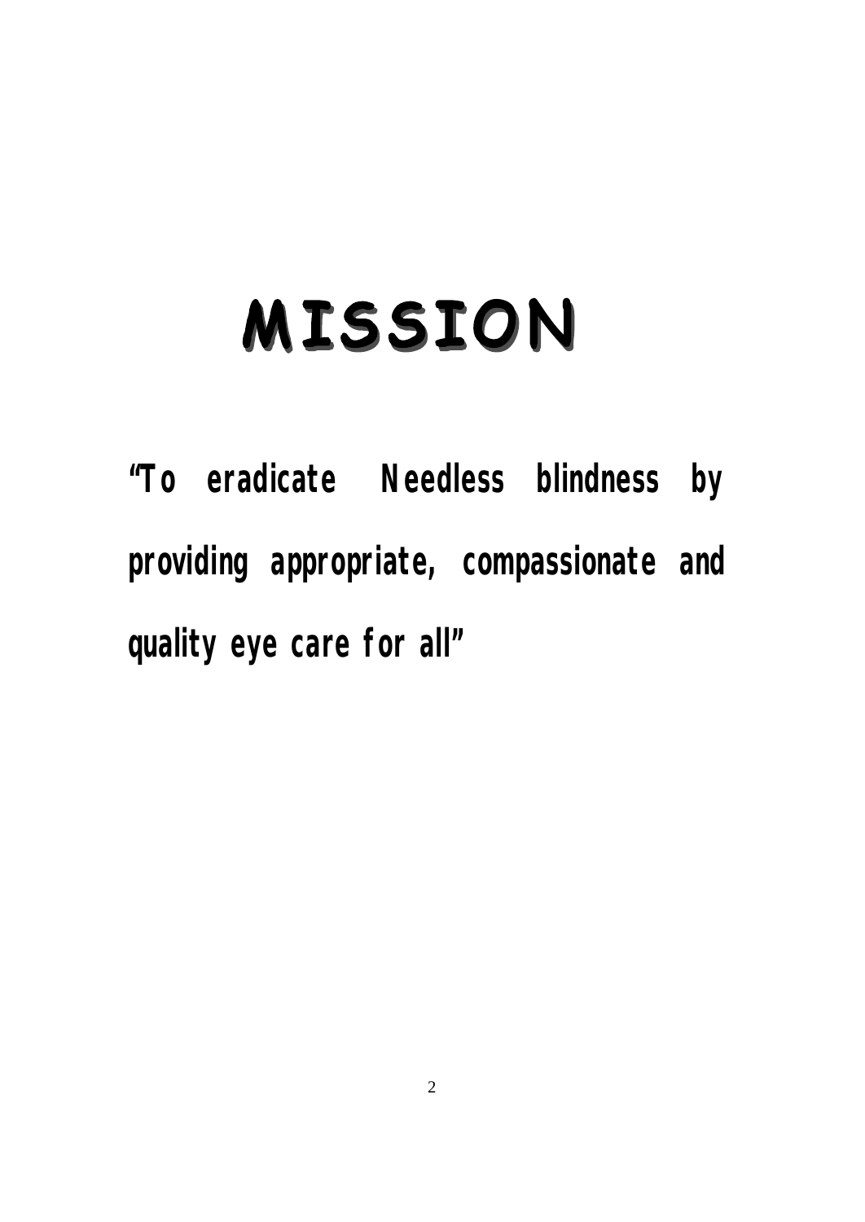# MISSION

**"To eradicate Needless blindness by providing appropriate, compassionate and quality eye care for all"**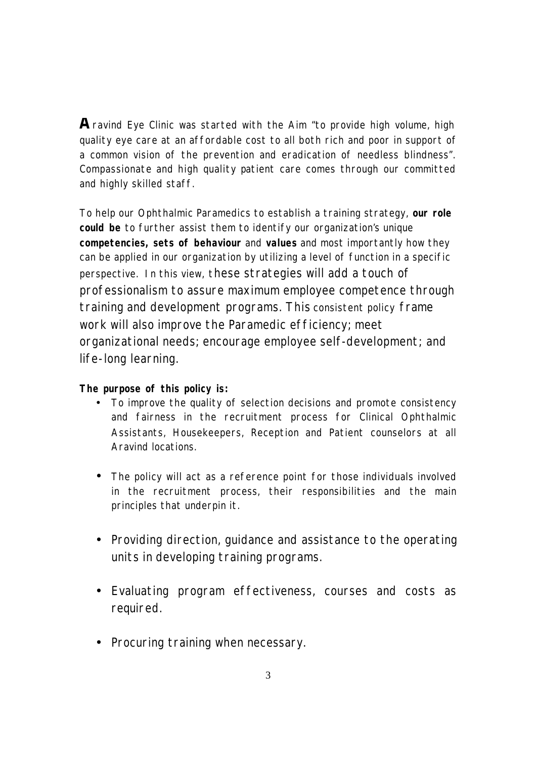**A**ravind Eye Clinic was started with the Aim "to provide high volume, high quality eye care at an affordable cost to all both rich and poor in support of a common vision of the prevention and eradication of needless blindness". Compassionate and high quality patient care comes through our committed and highly skilled staff.

To help our Ophthalmic Paramedics to establish a training strategy, **our role could be** to further assist them to identify our organization's unique **competencies, sets of behaviour** and **values** and most importantly how they can be applied in our organization by utilizing a level of function in a specific perspective. In this view, these strategies will add a touch of professionalism to assure maximum employee competence through training and development programs. This consistent policy frame work will also improve the Paramedic efficiency; meet organizational needs; encourage employee self-development; and life-long learning.

**The purpose of this policy is:**

- To improve the quality of selection decisions and promote consistency and fairness in the recruitment process for Clinical Ophthalmic Assistants, Housekeepers, Reception and Patient counselors at all Aravind locations.
- The policy will act as a reference point for those individuals involved in the recruitment process, their responsibilities and the main principles that underpin it.
- Providing direction, guidance and assistance to the operating units in developing training programs.
- Evaluating program effectiveness, courses and costs as required.
- Procuring training when necessary.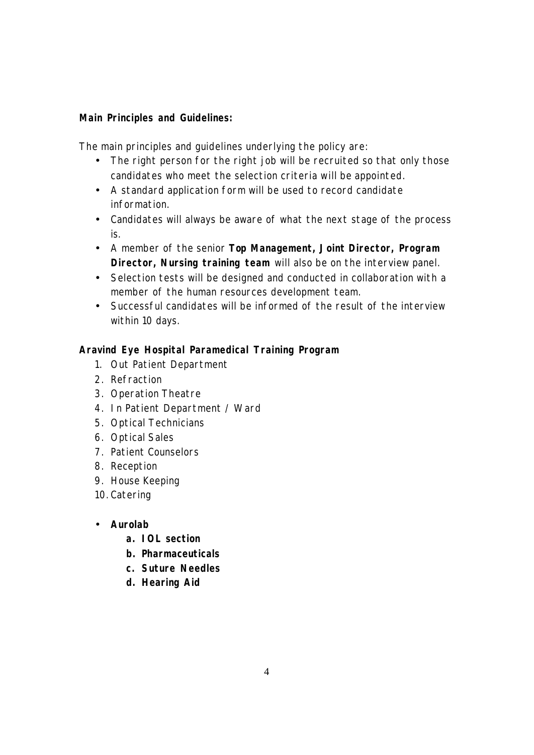**Main Principles and Guidelines:**

The main principles and guidelines underlying the policy are:

- The right person for the right job will be recruited so that only those candidates who meet the selection criteria will be appointed.
- A standard application form will be used to record candidate information.
- Candidates will always be aware of what the next stage of the process is.
- A member of the senior **Top Management, Joint Director, Program Director, Nursing training team** will also be on the interview panel.
- Selection tests will be designed and conducted in collaboration with a member of the human resources development team.
- Successful candidates will be informed of the result of the interview within 10 days.

**Aravind Eye Hospital Paramedical Training Program**

1. Out Patient Department
2. Refraction
3. Operation Theatre
4. In Patient Department / Ward
5. Optical Technicians
6. Optical Sales
7. Patient Counselors
8. Reception
9. House Keeping
10. Catering

- **Aurolab**
    - **a. IOL section**
    - **b. Pharmaceuticals**
    - **c. Suture Needles**
    - **d. Hearing Aid**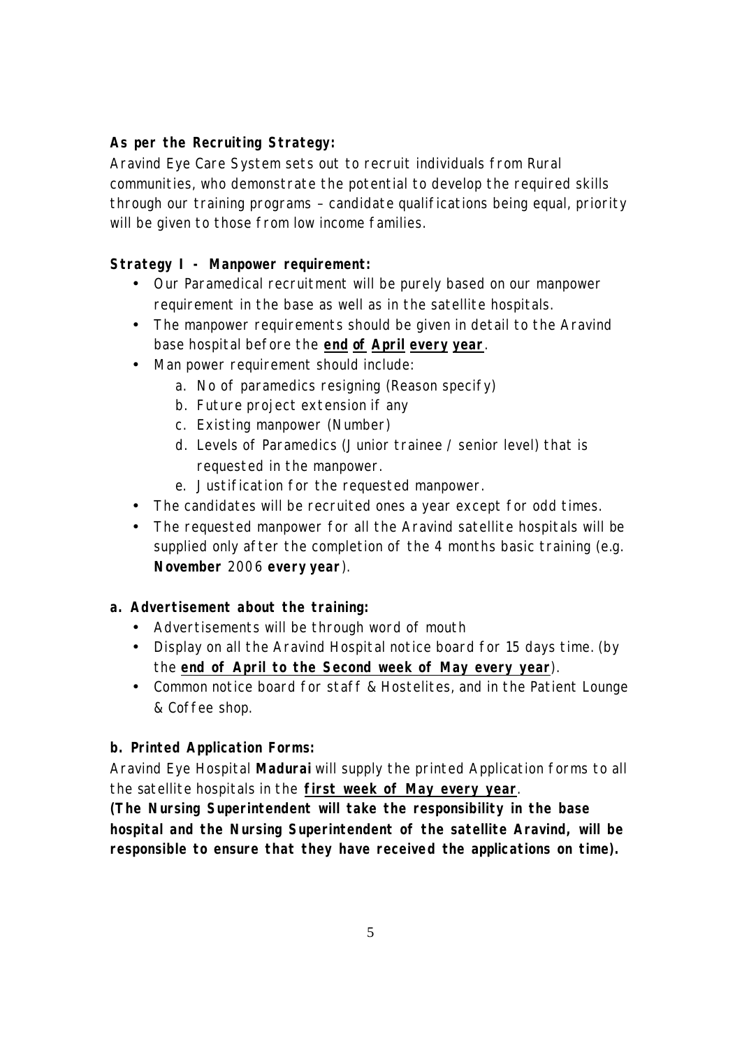**As per the Recruiting Strategy:**

Aravind Eye Care System sets out to recruit individuals from Rural communities, who demonstrate the potential to develop the required skills through our training programs – candidate qualifications being equal, priority will be given to those from low income families.

**Strategy I - Manpower requirement:**

- Our Paramedical recruitment will be purely based on our manpower requirement in the base as well as in the satellite hospitals.
- The manpower requirements should be given in detail to the Aravind base hospital before the **<u>end of April every year</u>**.
- Man power requirement should include:
    a. No of paramedics resigning (Reason specify)
    b. Future project extension if any
    c. Existing manpower (Number)
    d. Levels of Paramedics (Junior trainee / senior level) that is requested in the manpower.
    e. Justification for the requested manpower.
- The candidates will be recruited ones a year except for odd times.
- The requested manpower for all the Aravind satellite hospitals will be supplied only after the completion of the 4 months basic training (e.g. **November** 2006 **every year**).

**a. Advertisement about the training:**

- Advertisements will be through word of mouth
- Display on all the Aravind Hospital notice board for 15 days time. (by the **<u>end of April to the Second week of May every year</u>**).
- Common notice board for staff & Hostelites, and in the Patient Lounge & Coffee shop.

**b. Printed Application Forms:**

Aravind Eye Hospital **Madurai** will supply the printed Application forms to all the satellite hospitals in the **<u>first week of May every year</u>**.

**(The Nursing Superintendent will take the responsibility in the base hospital and the Nursing Superintendent of the satellite Aravind, will be responsible to ensure that they have received the applications on time).**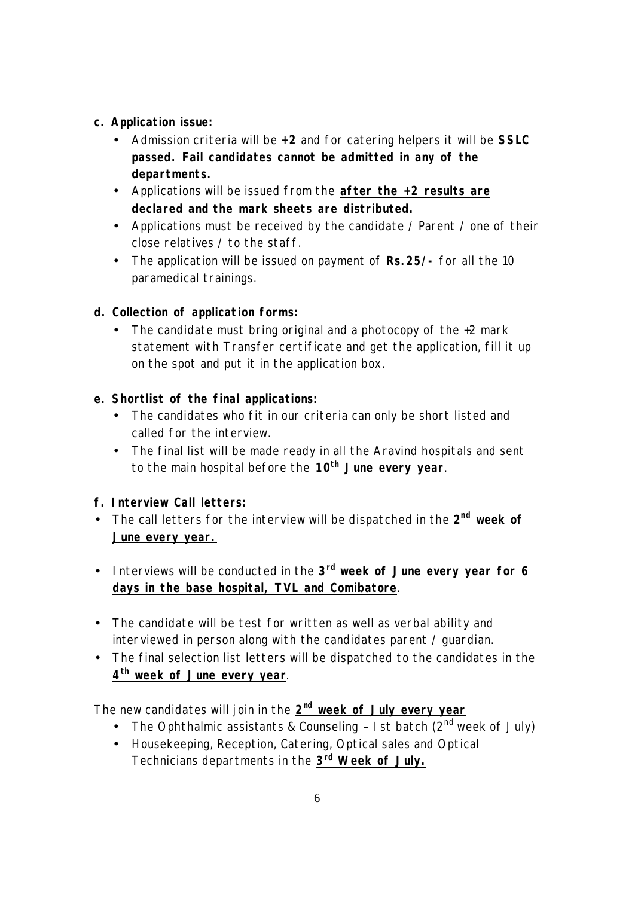**c. Application issue:**

- Admission criteria will be **+2** and for catering helpers it will be **SSLC passed. Fail candidates cannot be admitted in any of the departments.**
- Applications will be issued from the **after the +2 results are declared and the mark sheets are distributed.**
- Applications must be received by the candidate / Parent / one of their close relatives / to the staff.
- The application will be issued on payment of **Rs.25/-** for all the 10 paramedical trainings.

**d. Collection of application forms:**

- The candidate must bring original and a photocopy of the +2 mark statement with Transfer certificate and get the application, fill it up on the spot and put it in the application box.

**e. Shortlist of the final applications:**

- The candidates who fit in our criteria can only be short listed and called for the interview.
- The final list will be made ready in all the Aravind hospitals and sent to the main hospital before the **10th June every year**.

**f. Interview Call letters:**

- The call letters for the interview will be dispatched in the **2nd week of June every year.**
- Interviews will be conducted in the **3rd week of June every year for 6 days in the base hospital, TVL and Comibatore**.
- The candidate will be test for written as well as verbal ability and interviewed in person along with the candidates parent / guardian.
- The final selection list letters will be dispatched to the candidates in the **4th week of June every year**.

The new candidates will join in the **2nd week of July every year**

- The Ophthalmic assistants & Counseling – Ist batch (2nd week of July)
- Housekeeping, Reception, Catering, Optical sales and Optical Technicians departments in the **3rd Week of July.**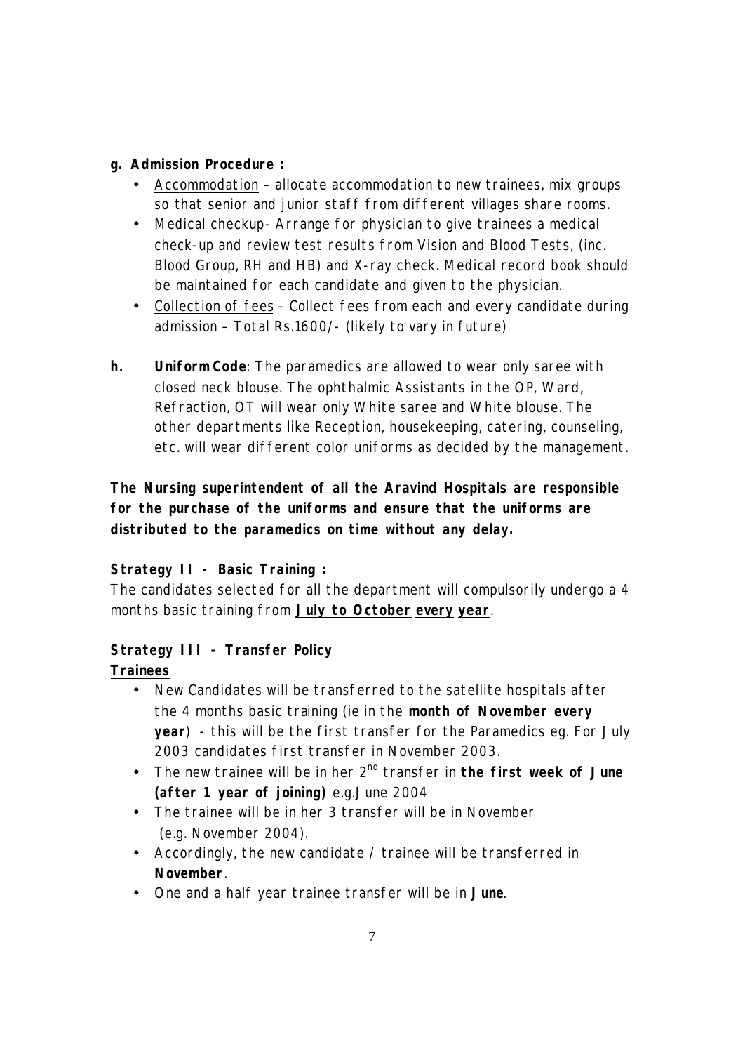**g. Admission Procedure :**

- Accommodation – allocate accommodation to new trainees, mix groups so that senior and junior staff from different villages share rooms.
- Medical checkup- Arrange for physician to give trainees a medical check-up and review test results from Vision and Blood Tests, (inc. Blood Group, RH and HB) and X-ray check. Medical record book should be maintained for each candidate and given to the physician.
- Collection of fees – Collect fees from each and every candidate during admission – Total Rs.1600/- (likely to vary in future)

**h.** **Uniform Code**: The paramedics are allowed to wear only saree with closed neck blouse. The ophthalmic Assistants in the OP, Ward, Refraction, OT will wear only White saree and White blouse. The other departments like Reception, housekeeping, catering, counseling, etc. will wear different color uniforms as decided by the management.

**The Nursing superintendent of all the Aravind Hospitals are responsible for the purchase of the uniforms and ensure that the uniforms are distributed to the paramedics on time without any delay.**

**Strategy II - Basic Training :**

The candidates selected for all the department will compulsorily undergo a 4 months basic training from **July to October every year**.

**Strategy III - Transfer Policy**

**Trainees**

- New Candidates will be transferred to the satellite hospitals after the 4 months basic training (ie in the **month of November every year**) - this will be the first transfer for the Paramedics eg. For July 2003 candidates first transfer in November 2003.
- The new trainee will be in her 2nd transfer in **the first week of June (after 1 year of joining)** e.g.June 2004
- The trainee will be in her 3 transfer will be in November (e.g. November 2004).
- Accordingly, the new candidate / trainee will be transferred in **November**.
- One and a half year trainee transfer will be in **June**.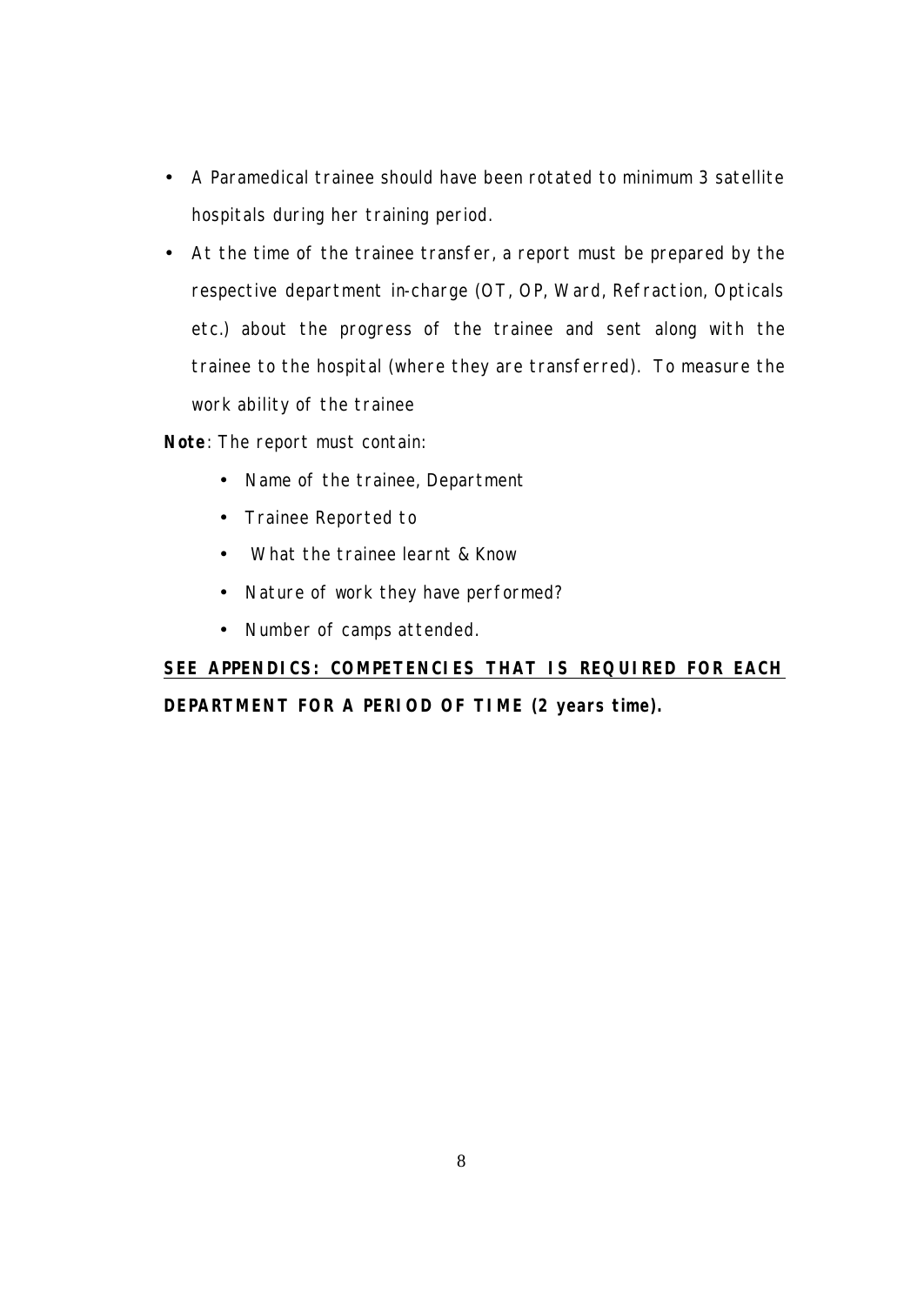- A Paramedical trainee should have been rotated to minimum 3 satellite hospitals during her training period.
- At the time of the trainee transfer, a report must be prepared by the respective department in-charge (OT, OP, Ward, Refraction, Opticals etc.) about the progress of the trainee and sent along with the trainee to the hospital (where they are transferred). To measure the work ability of the trainee

**Note**: The report must contain:

- Name of the trainee, Department
- Trainee Reported to
- What the trainee learnt & Know
- Nature of work they have performed?
- Number of camps attended.

**<u>SEE APPENDICS: COMPETENCIES THAT IS REQUIRED FOR EACH</u> DEPARTMENT FOR A PERIOD OF TIME (2 years time).**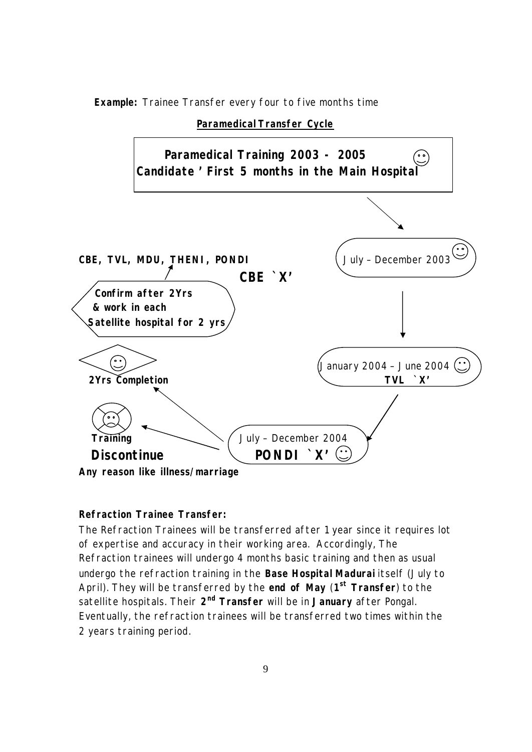**Example:** Trainee Transfer every four to five months time

**Paramedical Transfer Cycle**

**Paramedical Training 2003 - 2005**
**Candidate ' First 5 months in the Main Hospital**

July – December 2003
**CBE `X'**

January 2004 – June 2004
**TVL `X'**

July – December 2004
**PONDI `X'**

**2Yrs Completion**

**Confirm after 2Yrs & work in each Satellite hospital for 2 yrs**

**CBE, TVL, MDU, THENI, PONDI**

**Training Discontinue**
**Any reason like illness/marriage**

**Refraction Trainee Transfer:**

The Refraction Trainees will be transferred after 1 year since it requires lot of expertise and accuracy in their working area. Accordingly, The Refraction trainees will undergo 4 months basic training and then as usual undergo the refraction training in the **Base Hospital Madurai** itself (July to April). They will be transferred by the **end of May** (**1st Transfer**) to the satellite hospitals. Their **2nd Transfer** will be in **January** after Pongal. Eventually, the refraction trainees will be transferred two times within the 2 years training period.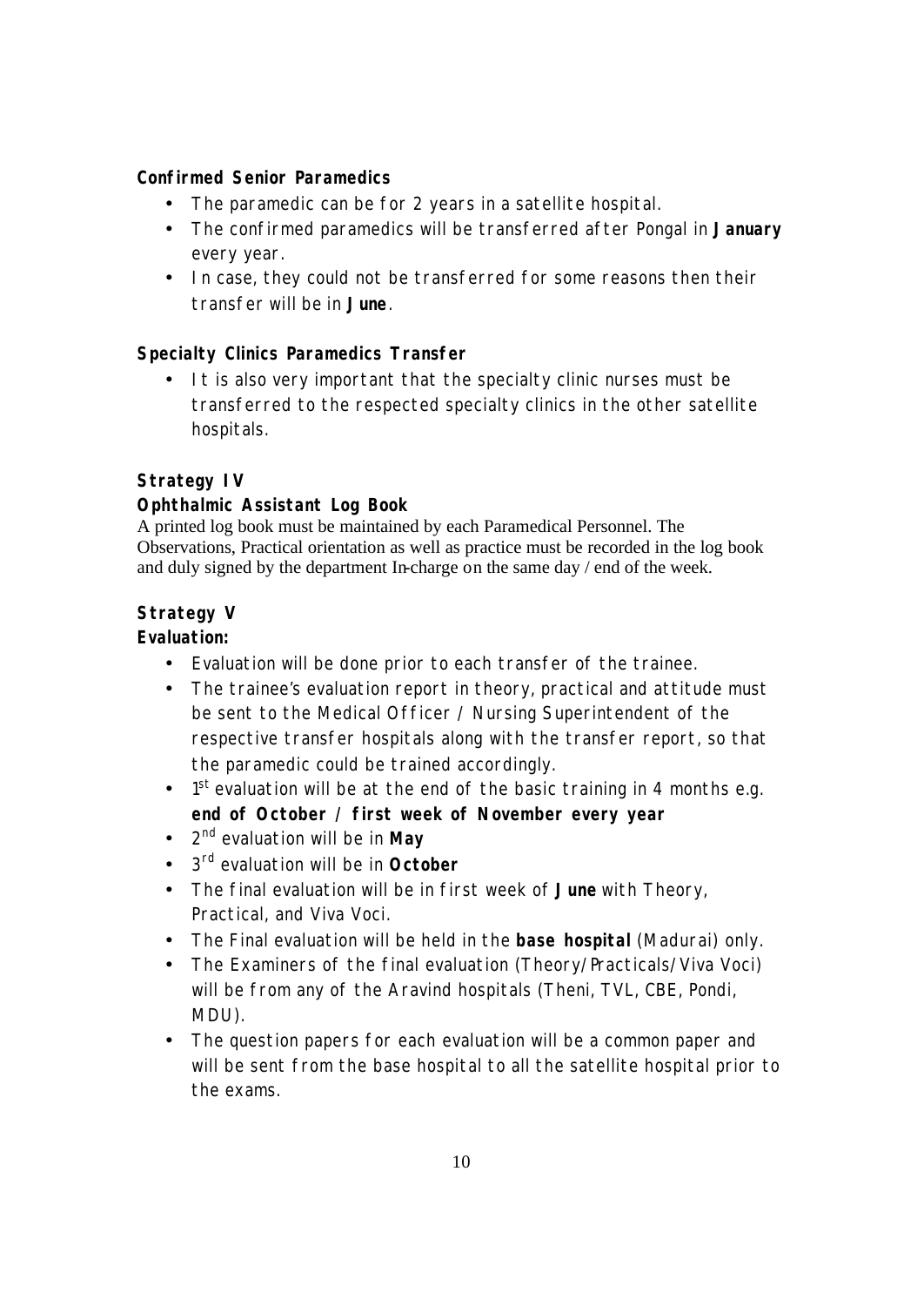**Confirmed Senior Paramedics**

- The paramedic can be for 2 years in a satellite hospital.
- The confirmed paramedics will be transferred after Pongal in **January** every year.
- In case, they could not be transferred for some reasons then their transfer will be in **June**.

**Specialty Clinics Paramedics Transfer**

- It is also very important that the specialty clinic nurses must be transferred to the respected specialty clinics in the other satellite hospitals.

**Strategy IV**

**Ophthalmic Assistant Log Book**

A printed log book must be maintained by each Paramedical Personnel. The Observations, Practical orientation as well as practice must be recorded in the log book and duly signed by the department In-charge on the same day / end of the week.

**Strategy V**

**Evaluation:**

- Evaluation will be done prior to each transfer of the trainee.
- The trainee's evaluation report in theory, practical and attitude must be sent to the Medical Officer / Nursing Superintendent of the respective transfer hospitals along with the transfer report, so that the paramedic could be trained accordingly.
- 1st evaluation will be at the end of the basic training in 4 months e.g. **end of October / first week of November every year**
- 2nd evaluation will be in **May**
- 3rd evaluation will be in **October**
- The final evaluation will be in first week of **June** with Theory, Practical, and Viva Voci.
- The Final evaluation will be held in the **base hospital** (Madurai) only.
- The Examiners of the final evaluation (Theory/Practicals/Viva Voci) will be from any of the Aravind hospitals (Theni, TVL, CBE, Pondi, MDU).
- The question papers for each evaluation will be a common paper and will be sent from the base hospital to all the satellite hospital prior to the exams.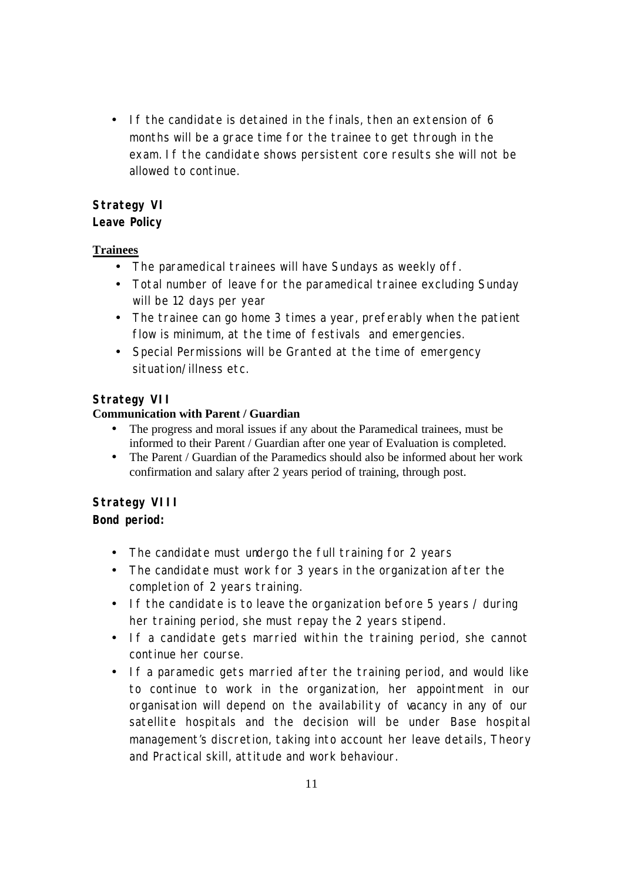- If the candidate is detained in the finals, then an extension of 6 months will be a grace time for the trainee to get through in the exam. If the candidate shows persistent core results she will not be allowed to continue.

**Strategy VI**
**Leave Policy**

**Trainees**

- The paramedical trainees will have Sundays as weekly off.
- Total number of leave for the paramedical trainee excluding Sunday will be 12 days per year
- The trainee can go home 3 times a year, preferably when the patient flow is minimum, at the time of festivals and emergencies.
- Special Permissions will be Granted at the time of emergency situation/illness etc.

**Strategy VII**
**Communication with Parent / Guardian**

- The progress and moral issues if any about the Paramedical trainees, must be informed to their Parent / Guardian after one year of Evaluation is completed.
- The Parent / Guardian of the Paramedics should also be informed about her work confirmation and salary after 2 years period of training, through post.

**Strategy VIII**
**Bond period:**

- The candidate must undergo the full training for 2 years
- The candidate must work for 3 years in the organization after the completion of 2 years training.
- If the candidate is to leave the organization before 5 years / during her training period, she must repay the 2 years stipend.
- If a candidate gets married within the training period, she cannot continue her course.
- If a paramedic gets married after the training period, and would like to continue to work in the organization, her appointment in our organisation will depend on the availability of vacancy in any of our satellite hospitals and the decision will be under Base hospital management's discretion, taking into account her leave details, Theory and Practical skill, attitude and work behaviour.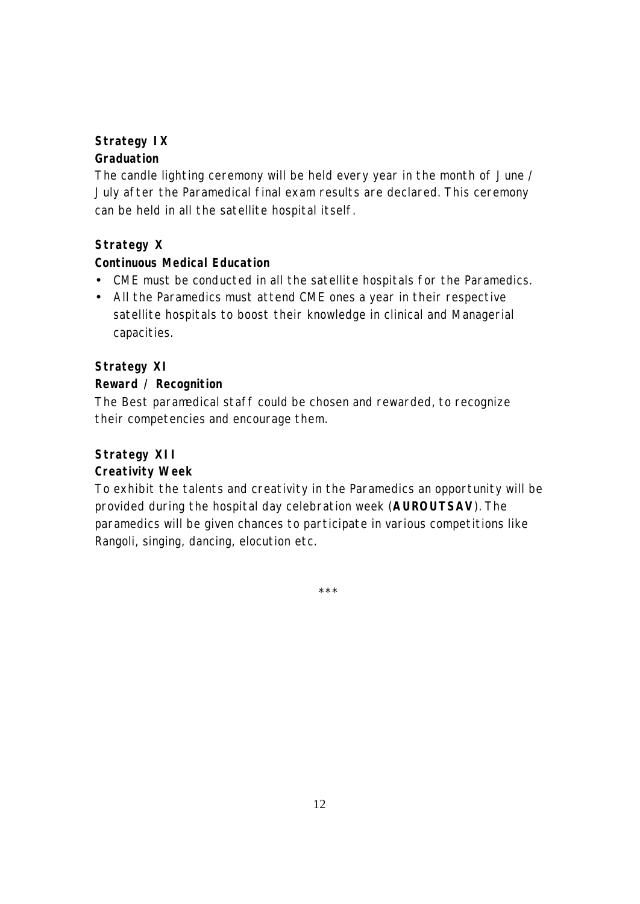**Strategy IX**
**Graduation**

The candle lighting ceremony will be held every year in the month of June / July after the Paramedical final exam results are declared. This ceremony can be held in all the satellite hospital itself.

**Strategy X**
**Continuous Medical Education**

- CME must be conducted in all the satellite hospitals for the Paramedics.
- All the Paramedics must attend CME ones a year in their respective satellite hospitals to boost their knowledge in clinical and Managerial capacities.

**Strategy XI**
**Reward / Recognition**

The Best paramedical staff could be chosen and rewarded, to recognize their competencies and encourage them.

**Strategy XII**
**Creativity Week**

To exhibit the talents and creativity in the Paramedics an opportunity will be provided during the hospital day celebration week (**AUROUTSAV**). The paramedics will be given chances to participate in various competitions like Rangoli, singing, dancing, elocution etc.

***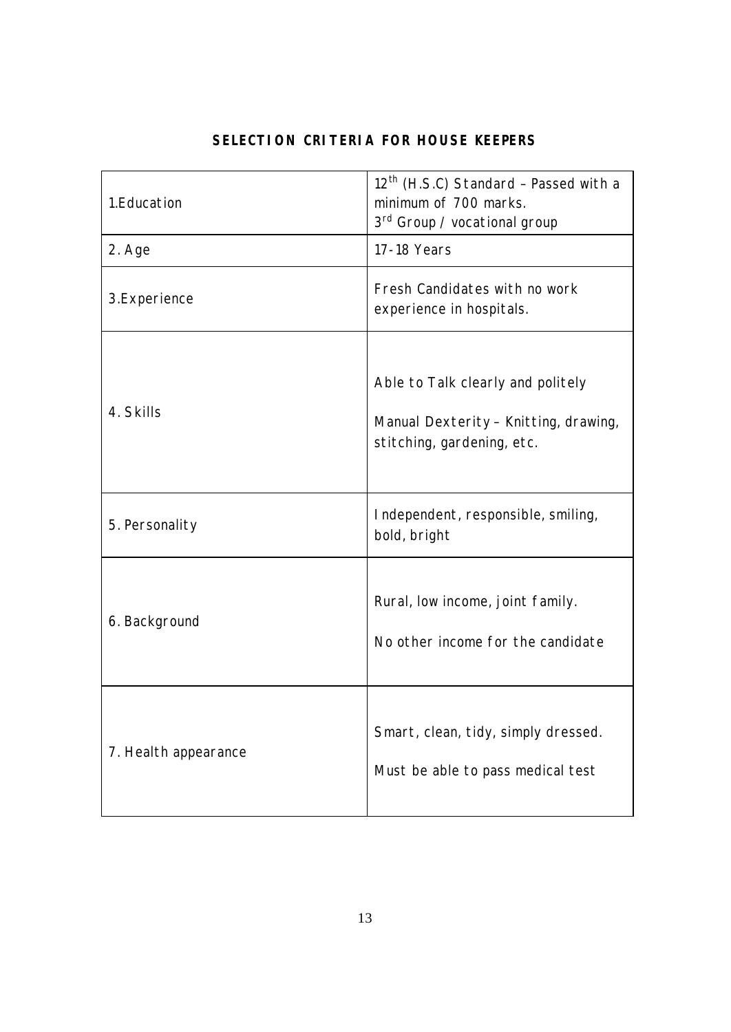## SELECTION CRITERIA FOR HOUSE KEEPERS

| | |
|---|---|
| 1.Education | 12th (H.S.C) Standard – Passed with a minimum of 700 marks.<br>3rd Group / vocational group |
| 2. Age | 17-18 Years |
| 3.Experience | Fresh Candidates with no work experience in hospitals. |
| 4. Skills | Able to Talk clearly and politely<br><br>Manual Dexterity – Knitting, drawing, stitching, gardening, etc. |
| 5. Personality | Independent, responsible, smiling, bold, bright |
| 6. Background | Rural, low income, joint family.<br><br>No other income for the candidate |
| 7. Health appearance | Smart, clean, tidy, simply dressed.<br><br>Must be able to pass medical test |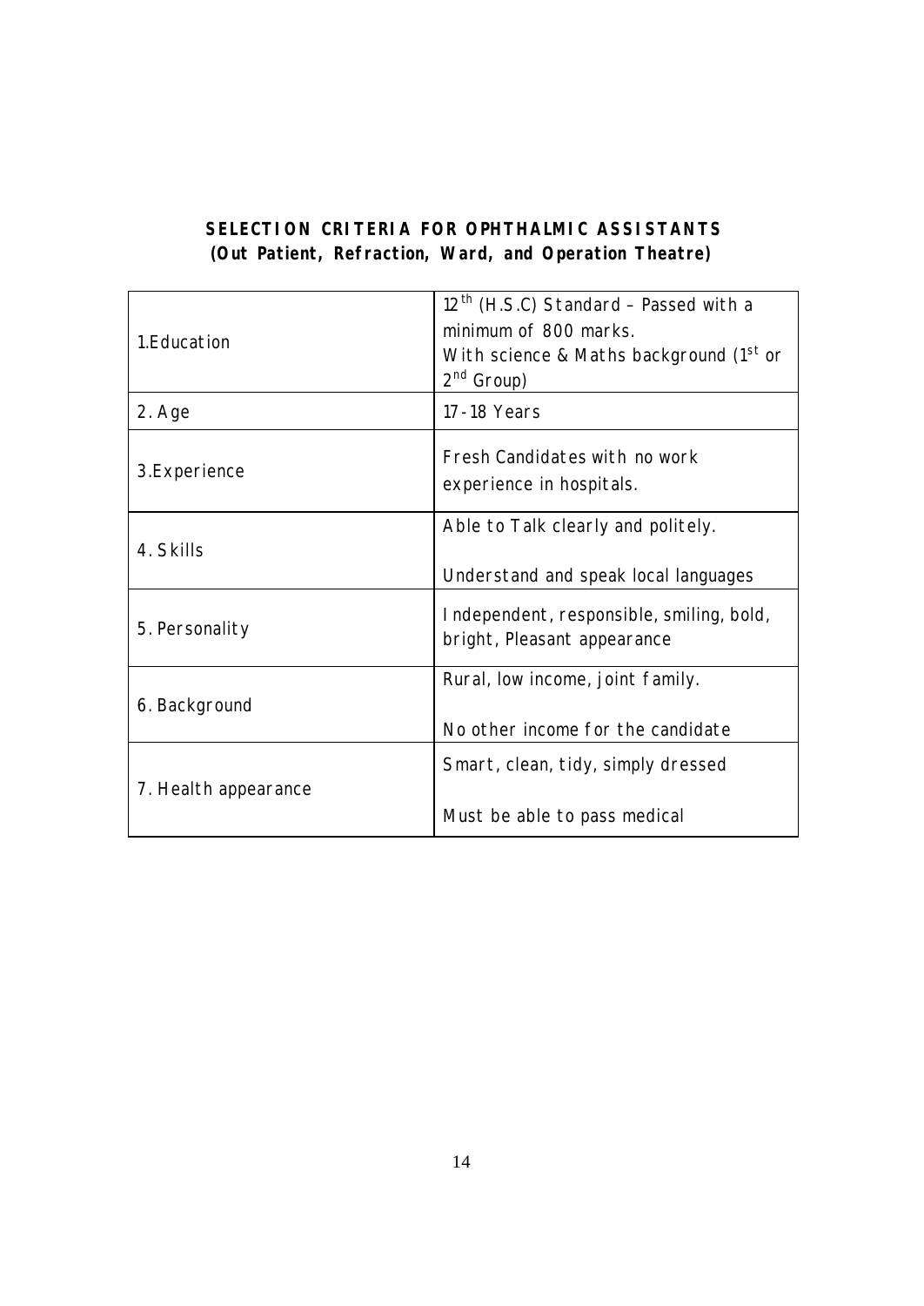## SELECTION CRITERIA FOR OPHTHALMIC ASSISTANTS
### (Out Patient, Refraction, Ward, and Operation Theatre)

| | |
|---|---|
| 1.Education | 12th (H.S.C) Standard – Passed with a minimum of 800 marks.<br>With science & Maths background (1st or 2nd Group) |
| 2. Age | 17-18 Years |
| 3.Experience | Fresh Candidates with no work experience in hospitals. |
| 4. Skills | Able to Talk clearly and politely.<br><br>Understand and speak local languages |
| 5. Personality | Independent, responsible, smiling, bold, bright, Pleasant appearance |
| 6. Background | Rural, low income, joint family.<br><br>No other income for the candidate |
| 7. Health appearance | Smart, clean, tidy, simply dressed<br><br>Must be able to pass medical |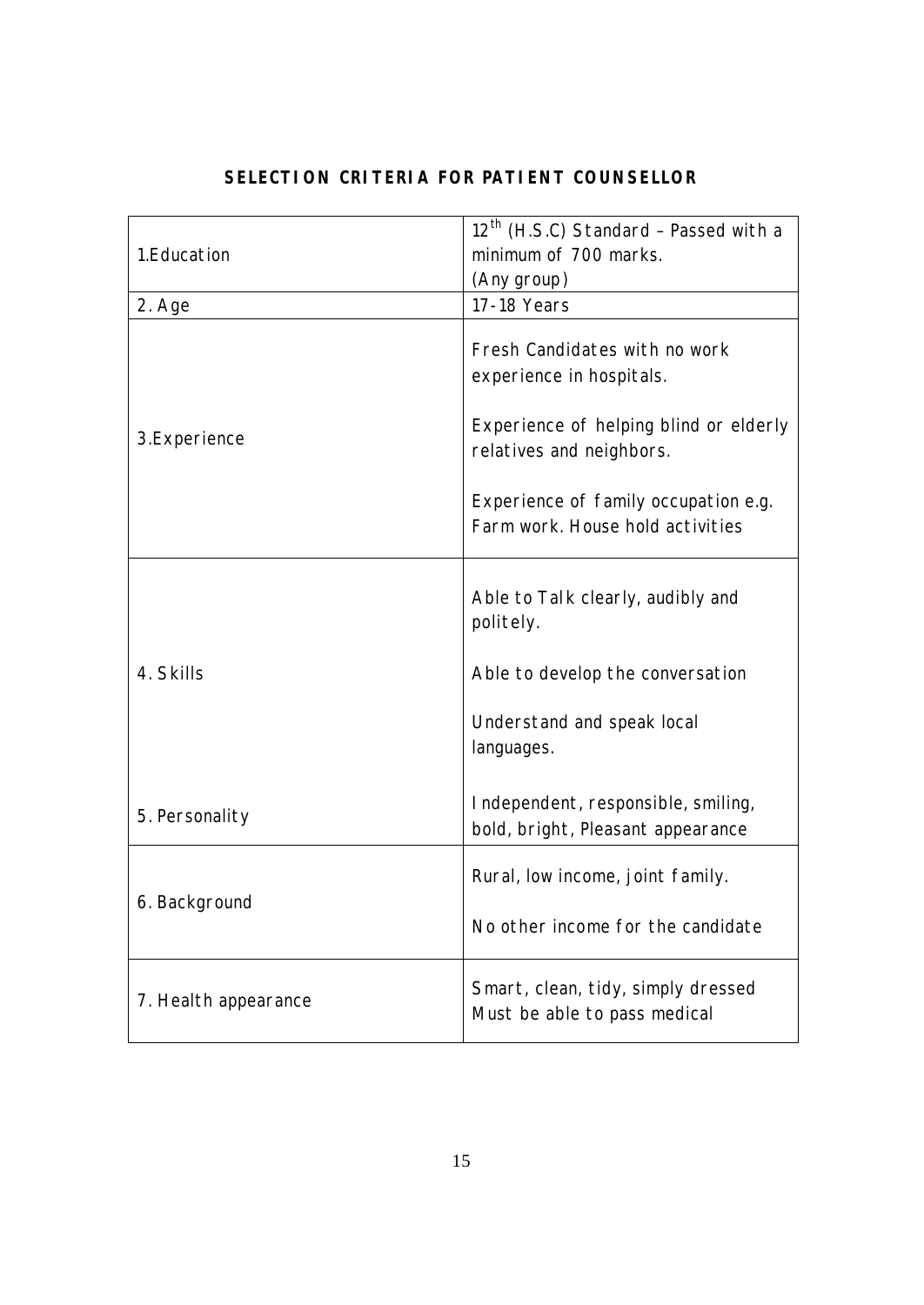**SELECTION CRITERIA FOR PATIENT COUNSELLOR**

| | |
|---|---|
| 1.Education | 12th (H.S.C) Standard – Passed with a minimum of 700 marks. (Any group) |
| 2. Age | 17-18 Years |
| 3.Experience | Fresh Candidates with no work experience in hospitals.<br><br>Experience of helping blind or elderly relatives and neighbors.<br><br>Experience of family occupation e.g. Farm work. House hold activities |
| 4. Skills | Able to Talk clearly, audibly and politely.<br><br>Able to develop the conversation<br><br>Understand and speak local languages. |
| 5. Personality | Independent, responsible, smiling, bold, bright, Pleasant appearance |
| 6. Background | Rural, low income, joint family.<br><br>No other income for the candidate |
| 7. Health appearance | Smart, clean, tidy, simply dressed<br>Must be able to pass medical |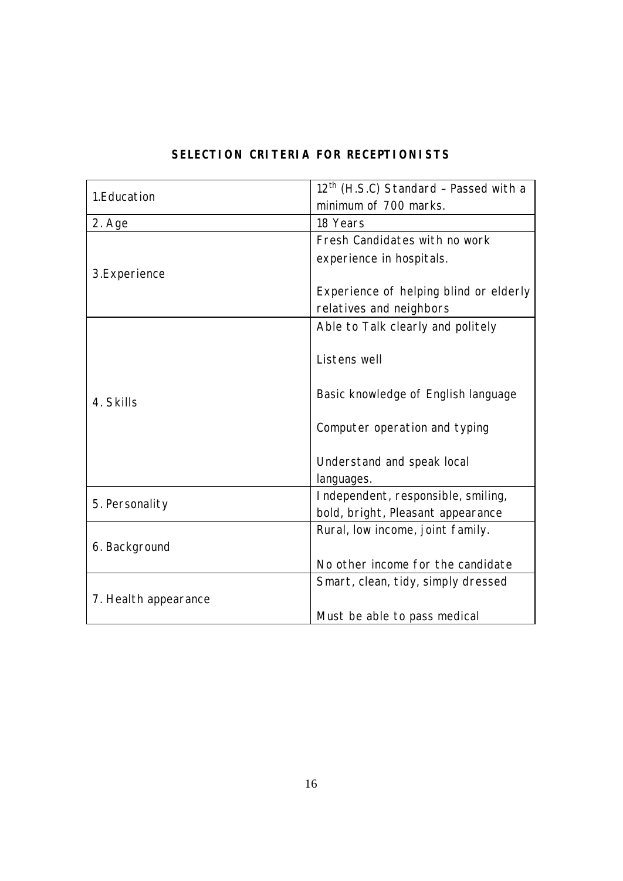## SELECTION CRITERIA FOR RECEPTIONISTS

| | |
|---|---|
| 1.Education | 12th (H.S.C) Standard – Passed with a minimum of 700 marks. |
| 2. Age | 18 Years |
| 3.Experience | Fresh Candidates with no work experience in hospitals.<br><br>Experience of helping blind or elderly relatives and neighbors |
| 4. Skills | Able to Talk clearly and politely<br><br>Listens well<br><br>Basic knowledge of English language<br><br>Computer operation and typing<br><br>Understand and speak local languages. |
| 5. Personality | Independent, responsible, smiling, bold, bright, Pleasant appearance |
| 6. Background | Rural, low income, joint family.<br><br>No other income for the candidate |
| 7. Health appearance | Smart, clean, tidy, simply dressed<br><br>Must be able to pass medical |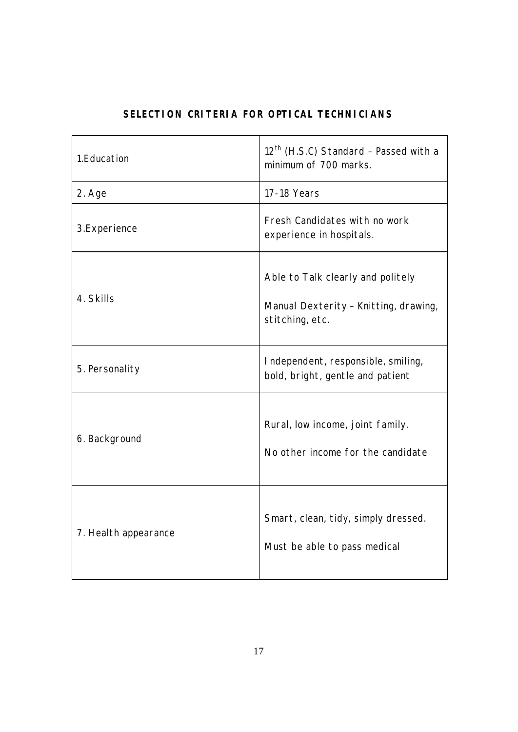## SELECTION CRITERIA FOR OPTICAL TECHNICIANS

| | |
|---|---|
| 1.Education | $12^{th}$ (H.S.C) Standard – Passed with a minimum of 700 marks. |
| 2. Age | 17-18 Years |
| 3.Experience | Fresh Candidates with no work experience in hospitals. |
| 4. Skills | Able to Talk clearly and politely<br><br>Manual Dexterity – Knitting, drawing, stitching, etc. |
| 5. Personality | Independent, responsible, smiling, bold, bright, gentle and patient |
| 6. Background | Rural, low income, joint family.<br><br>No other income for the candidate |
| 7. Health appearance | Smart, clean, tidy, simply dressed.<br><br>Must be able to pass medical |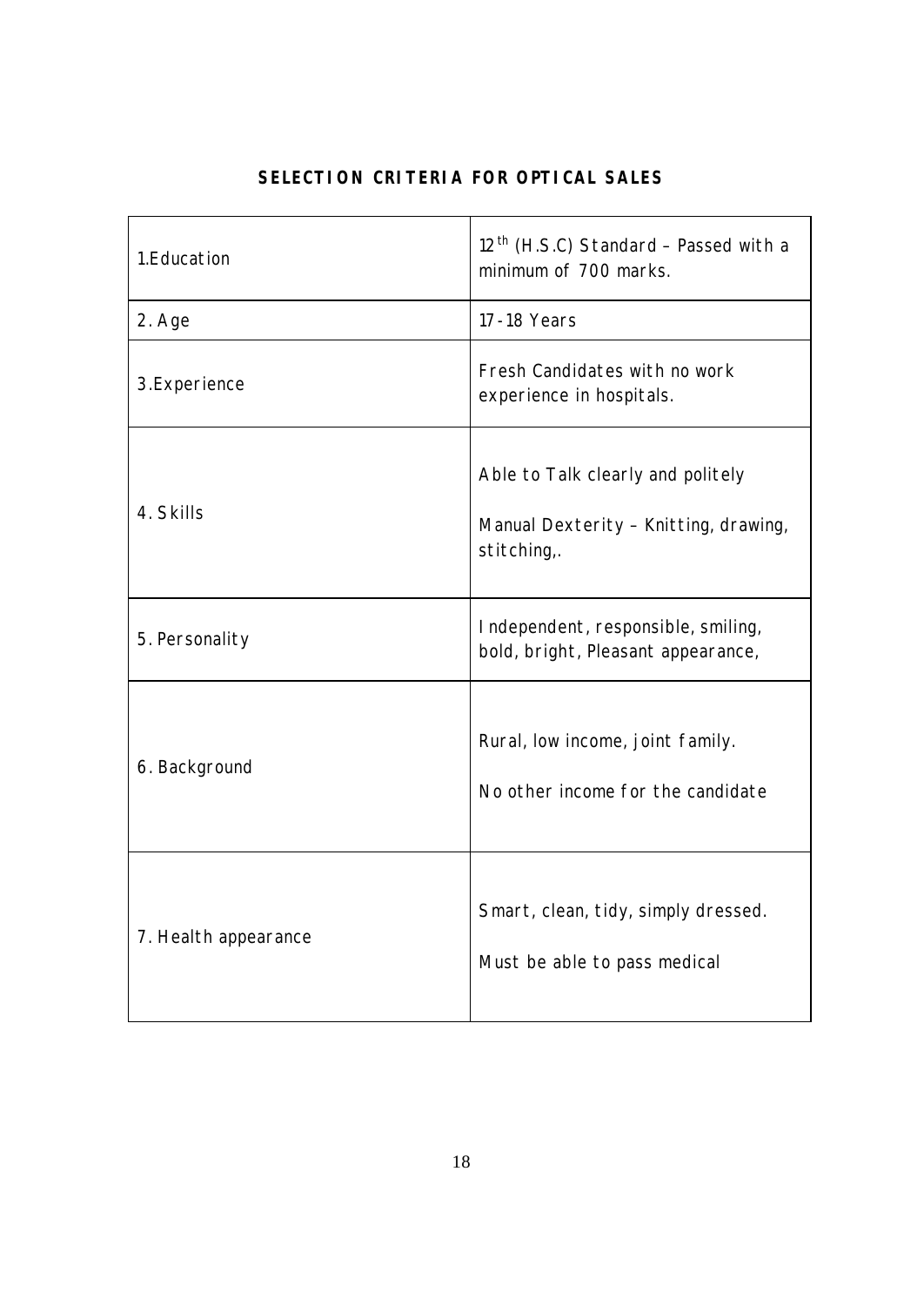## SELECTION CRITERIA FOR OPTICAL SALES

| | |
|---|---|
| 1.Education | 12th (H.S.C) Standard – Passed with a minimum of 700 marks. |
| 2. Age | 17-18 Years |
| 3.Experience | Fresh Candidates with no work experience in hospitals. |
| 4. Skills | Able to Talk clearly and politely<br><br>Manual Dexterity – Knitting, drawing, stitching,. |
| 5. Personality | Independent, responsible, smiling, bold, bright, Pleasant appearance, |
| 6. Background | Rural, low income, joint family.<br><br>No other income for the candidate |
| 7. Health appearance | Smart, clean, tidy, simply dressed.<br><br>Must be able to pass medical |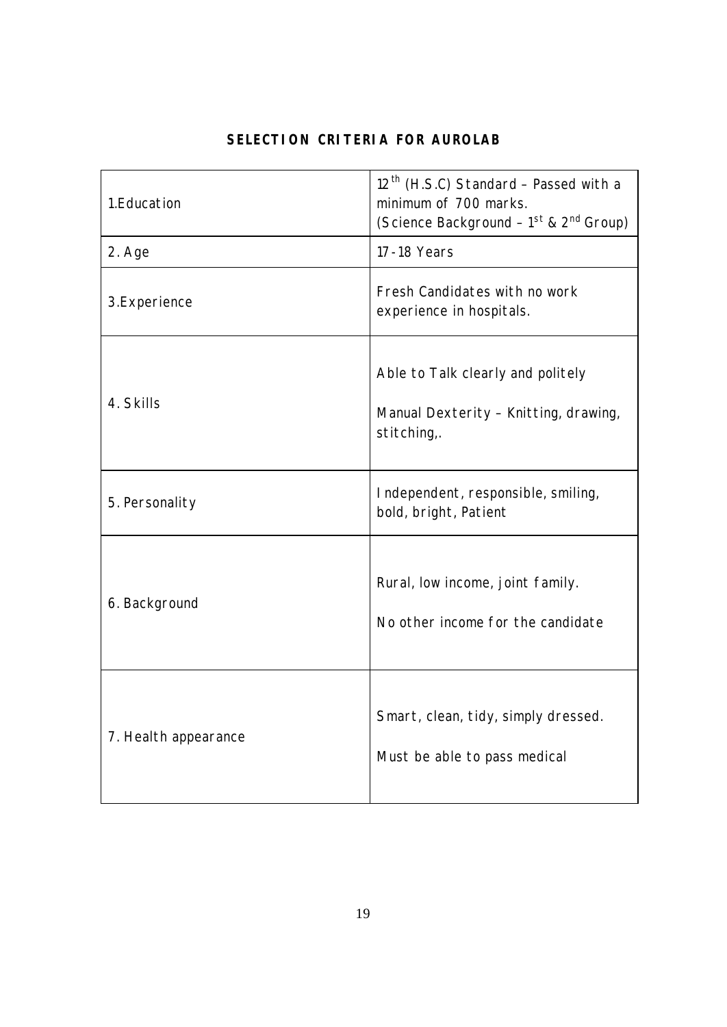## SELECTION CRITERIA FOR AUROLAB

| | |
|---|---|
| 1.Education | 12th (H.S.C) Standard – Passed with a minimum of 700 marks. (Science Background – 1st & 2nd Group) |
| 2. Age | 17 - 18 Years |
| 3.Experience | Fresh Candidates with no work experience in hospitals. |
| 4. Skills | Able to Talk clearly and politely<br><br>Manual Dexterity – Knitting, drawing, stitching,. |
| 5. Personality | Independent, responsible, smiling, bold, bright, Patient |
| 6. Background | Rural, low income, joint family.<br><br>No other income for the candidate |
| 7. Health appearance | Smart, clean, tidy, simply dressed.<br><br>Must be able to pass medical |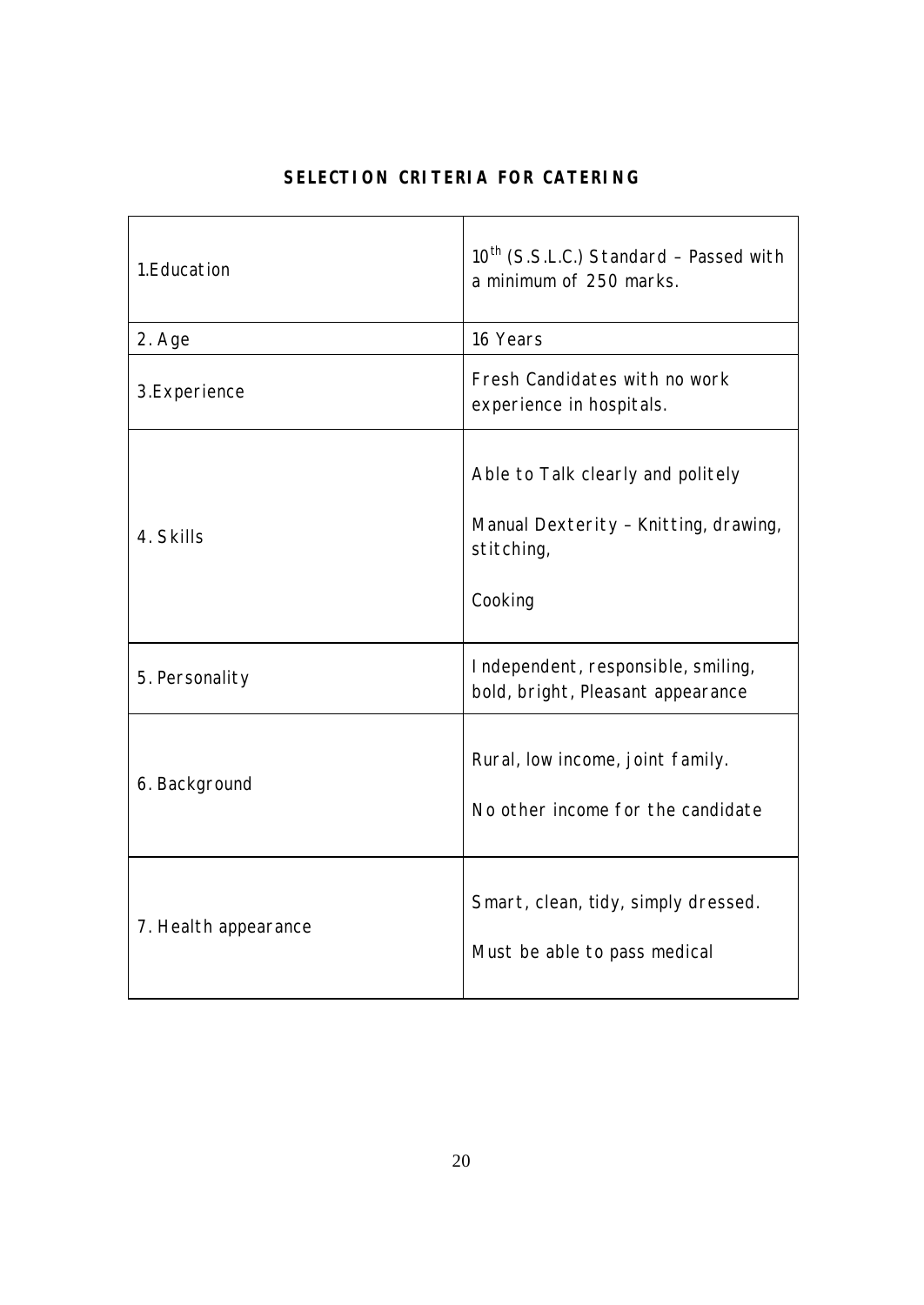## SELECTION CRITERIA FOR CATERING

| | |
|---|---|
| 1.Education | 10th (S.S.L.C.) Standard – Passed with a minimum of 250 marks. |
| 2. Age | 16 Years |
| 3.Experience | Fresh Candidates with no work experience in hospitals. |
| 4. Skills | Able to Talk clearly and politely<br><br>Manual Dexterity – Knitting, drawing, stitching,<br><br>Cooking |
| 5. Personality | Independent, responsible, smiling, bold, bright, Pleasant appearance |
| 6. Background | Rural, low income, joint family.<br><br>No other income for the candidate |
| 7. Health appearance | Smart, clean, tidy, simply dressed.<br><br>Must be able to pass medical |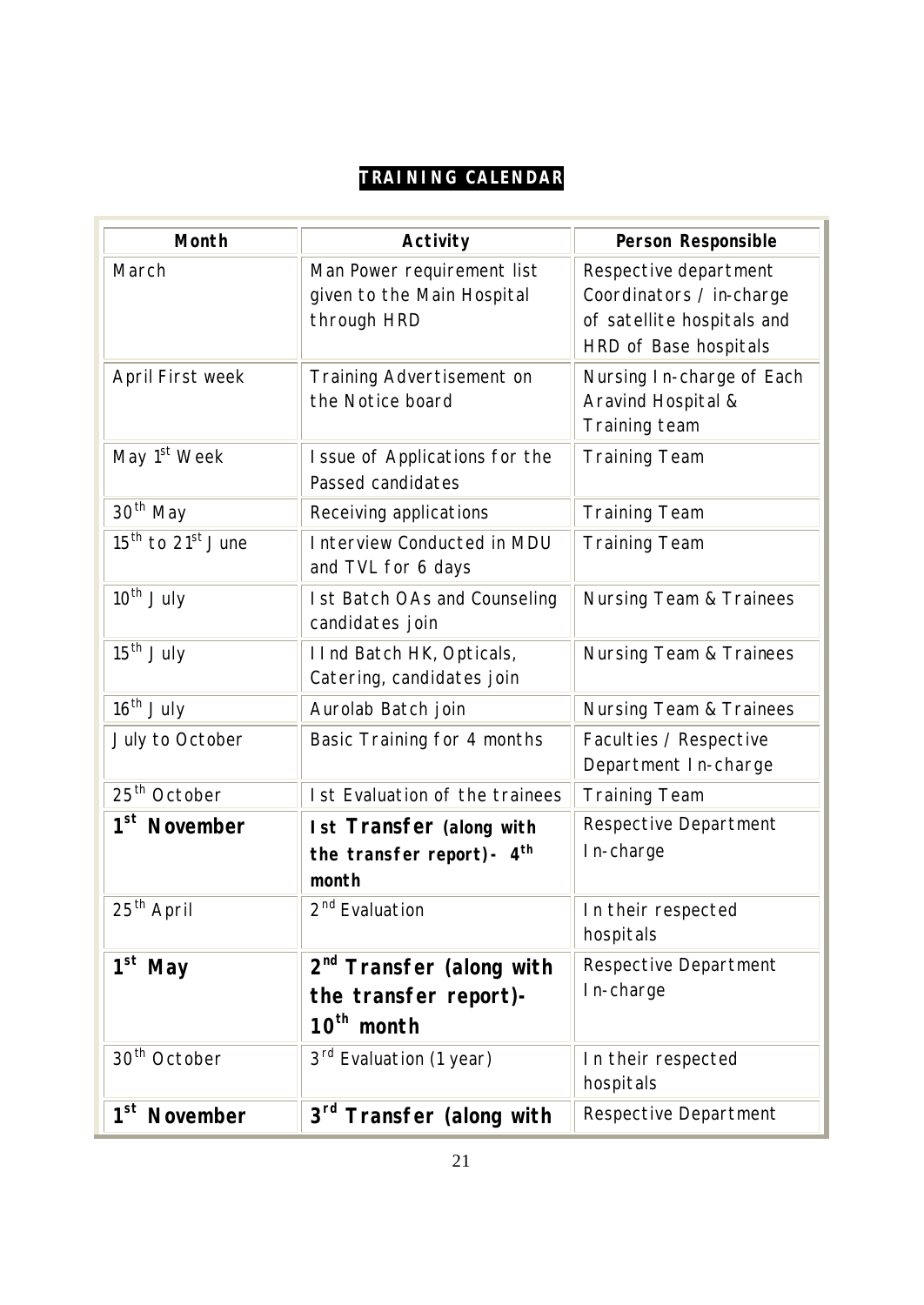# TRAINING CALENDAR

| Month | Activity | Person Responsible |
|---|---|---|
| March | Man Power requirement list given to the Main Hospital through HRD | Respective department Coordinators / in-charge of satellite hospitals and HRD of Base hospitals |
| April First week | Training Advertisement on the Notice board | Nursing In-charge of Each Aravind Hospital & Training team |
| May 1st Week | Issue of Applications for the Passed candidates | Training Team |
| 30th May | Receiving applications | Training Team |
| 15th to 21st June | Interview Conducted in MDU and TVL for 6 days | Training Team |
| 10th July | Ist Batch OAs and Counseling candidates join | Nursing Team & Trainees |
| 15th July | IInd Batch HK, Opticals, Catering, candidates join | Nursing Team & Trainees |
| 16th July | Aurolab Batch join | Nursing Team & Trainees |
| July to October | Basic Training for 4 months | Faculties / Respective Department In-charge |
| 25th October | Ist Evaluation of the trainees | Training Team |
| **1st November** | **Ist Transfer (along with the transfer report)- 4th month** | Respective Department In-charge |
| 25th April | 2nd Evaluation | In their respected hospitals |
| **1st May** | **2nd Transfer (along with the transfer report)- 10th month** | Respective Department In-charge |
| 30th October | 3rd Evaluation (1 year) | In their respected hospitals |
| **1st November** | **3rd Transfer (along with** | Respective Department |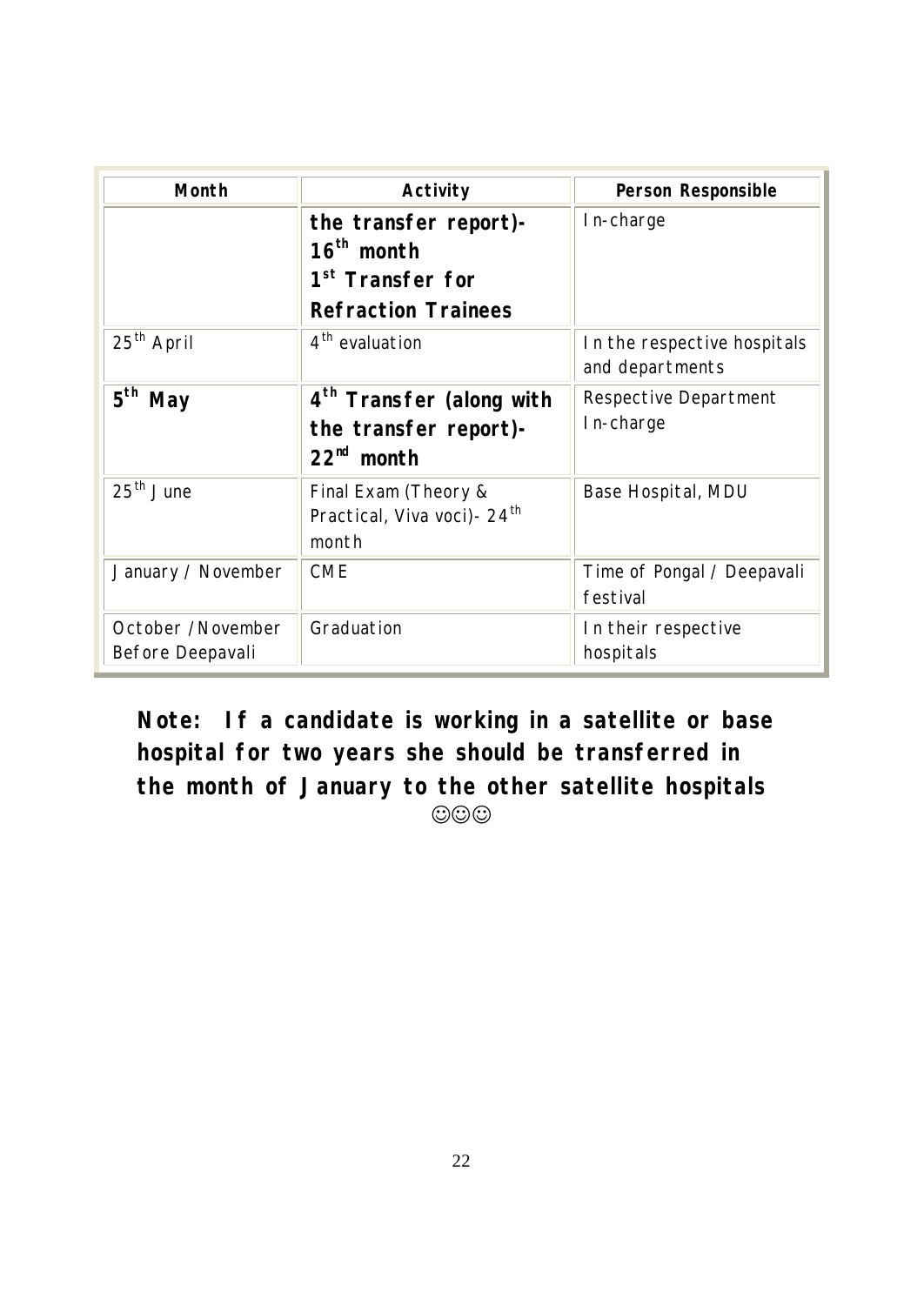| Month | Activity | Person Responsible |
|---|---|---|
| | **the transfer report)- 16th month 1st Transfer for Refraction Trainees** | In-charge |
| 25th April | 4th evaluation | In the respective hospitals and departments |
| **5th May** | **4th Transfer (along with the transfer report)- 22nd month** | Respective Department In-charge |
| 25th June | Final Exam (Theory & Practical, Viva voci)- 24th month | Base Hospital, MDU |
| January / November | CME | Time of Pongal / Deepavali festival |
| October /November Before Deepavali | Graduation | In their respective hospitals |

**Note: If a candidate is working in a satellite or base hospital for two years she should be transferred in the month of January to the other satellite hospitals**

☺☺☺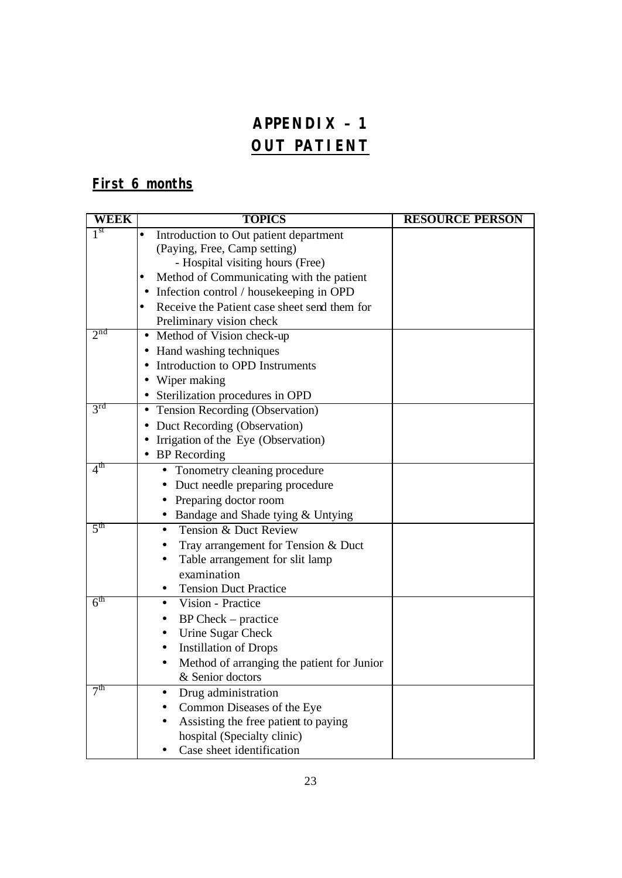# APPENDIX – 1

## OUT PATIENT

### First 6 months

| WEEK | TOPICS | RESOURCE PERSON |
|---|---|---|
| 1st | • Introduction to Out patient department (Paying, Free, Camp setting)<br>- Hospital visiting hours (Free)<br>• Method of Communicating with the patient<br>• Infection control / housekeeping in OPD<br>• Receive the Patient case sheet send them for Preliminary vision check | |
| 2nd | • Method of Vision check-up<br>• Hand washing techniques<br>• Introduction to OPD Instruments<br>• Wiper making<br>• Sterilization procedures in OPD | |
| 3rd | • Tension Recording (Observation)<br>• Duct Recording (Observation)<br>• Irrigation of the Eye (Observation)<br>• BP Recording | |
| 4th | • Tonometry cleaning procedure<br>• Duct needle preparing procedure<br>• Preparing doctor room<br>• Bandage and Shade tying & Untying | |
| 5th | • Tension & Duct Review<br>• Tray arrangement for Tension & Duct<br>• Table arrangement for slit lamp examination<br>• Tension Duct Practice | |
| 6th | • Vision - Practice<br>• BP Check – practice<br>• Urine Sugar Check<br>• Instillation of Drops<br>• Method of arranging the patient for Junior & Senior doctors | |
| 7th | • Drug administration<br>• Common Diseases of the Eye<br>• Assisting the free patient to paying hospital (Specialty clinic)<br>• Case sheet identification | |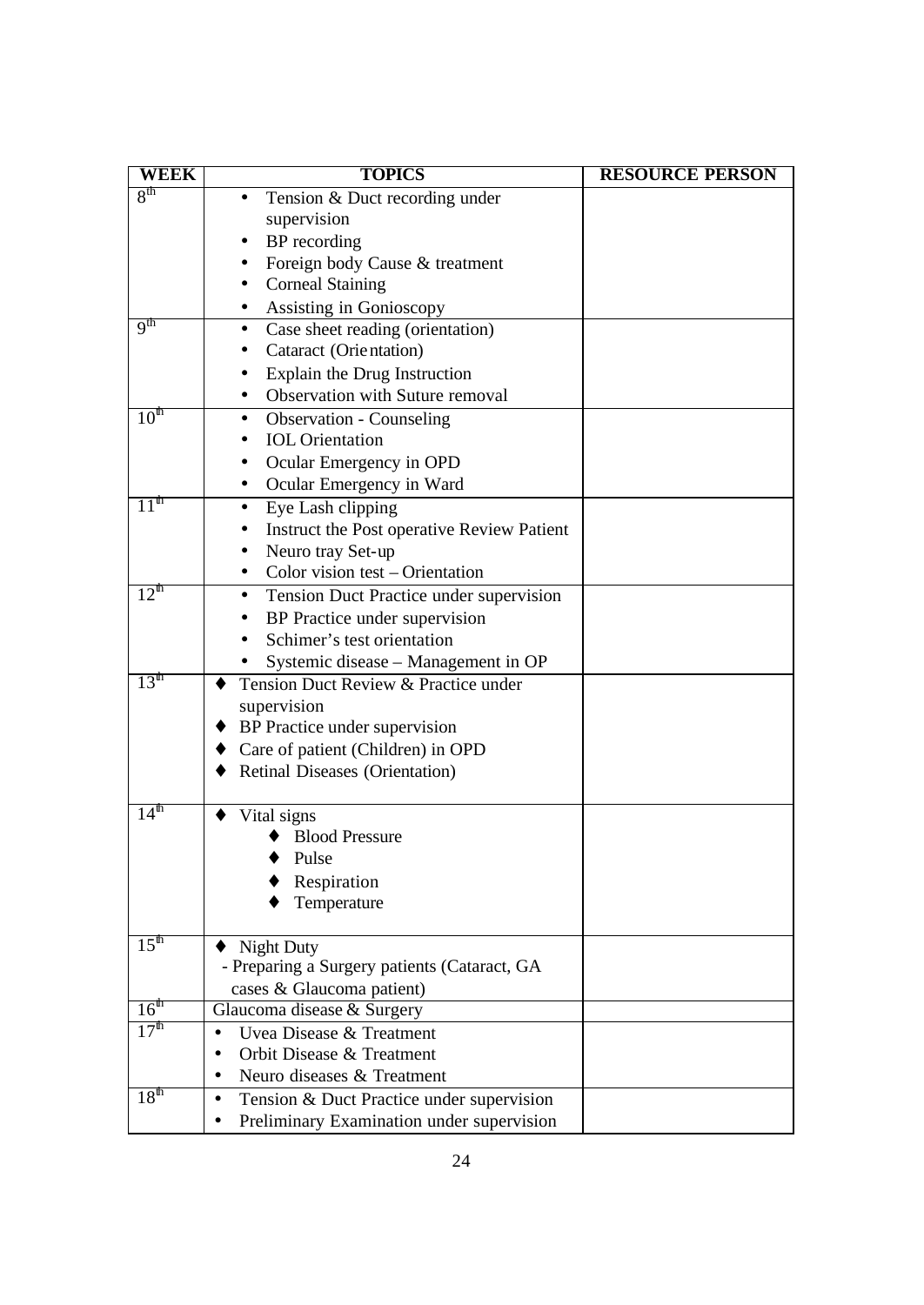| WEEK | TOPICS | RESOURCE PERSON |
|---|---|---|
| 8th | • Tension & Duct recording under supervision<br>• BP recording<br>• Foreign body Cause & treatment<br>• Corneal Staining<br>• Assisting in Gonioscopy | |
| 9th | • Case sheet reading (orientation)<br>• Cataract (Orie ntation)<br>• Explain the Drug Instruction<br>• Observation with Suture removal | |
| 10th | • Observation - Counseling<br>• IOL Orientation<br>• Ocular Emergency in OPD<br>• Ocular Emergency in Ward | |
| 11th | • Eye Lash clipping<br>• Instruct the Post operative Review Patient<br>• Neuro tray Set-up<br>• Color vision test – Orientation | |
| 12th | • Tension Duct Practice under supervision<br>• BP Practice under supervision<br>• Schimer's test orientation<br>• Systemic disease – Management in OP | |
| 13th | ♦ Tension Duct Review & Practice under supervision<br>♦ BP Practice under supervision<br>♦ Care of patient (Children) in OPD<br>♦ Retinal Diseases (Orientation) | |
| 14th | ♦ Vital signs<br>♦ Blood Pressure<br>♦ Pulse<br>♦ Respiration<br>♦ Temperature | |
| 15th | ♦ Night Duty<br>- Preparing a Surgery patients (Cataract, GA cases & Glaucoma patient) | |
| 16th | Glaucoma disease & Surgery | |
| 17th | • Uvea Disease & Treatment<br>• Orbit Disease & Treatment<br>• Neuro diseases & Treatment | |
| 18th | • Tension & Duct Practice under supervision<br>• Preliminary Examination under supervision | |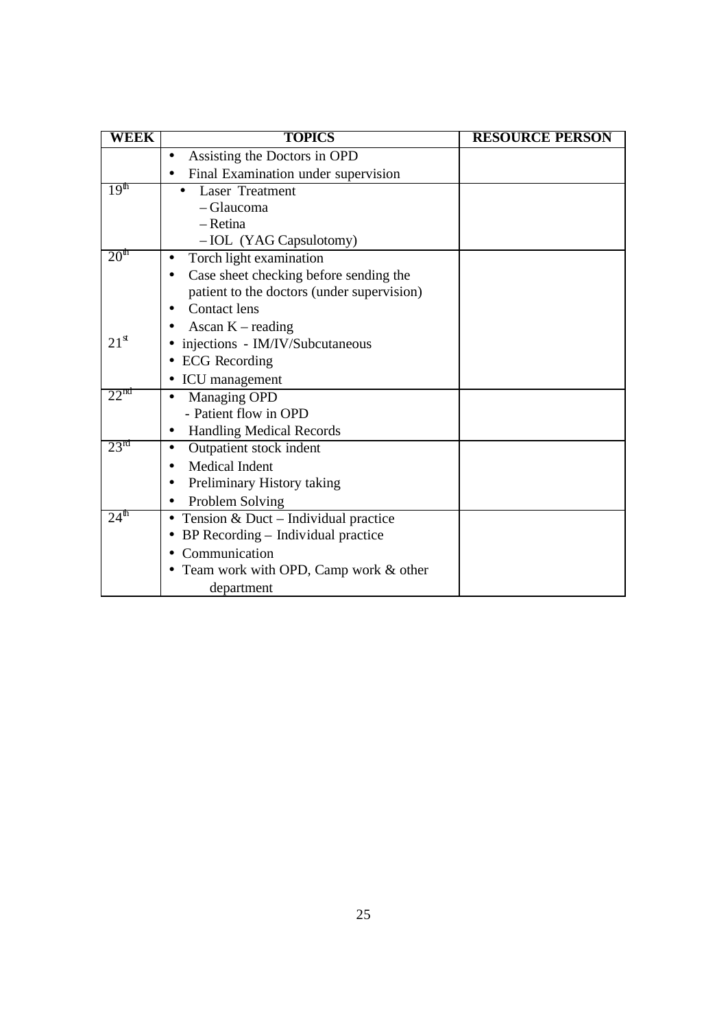| WEEK | TOPICS | RESOURCE PERSON |
|---|---|---|
| | • Assisting the Doctors in OPD<br>• Final Examination under supervision | |
| 19th | • Laser Treatment<br>– Glaucoma<br>– Retina<br>– IOL (YAG Capsulotomy) | |
| 20th | • Torch light examination<br>• Case sheet checking before sending the patient to the doctors (under supervision)<br>• Contact lens<br>• Ascan K – reading | |
| 21st | • injections - IM/IV/Subcutaneous<br>• ECG Recording<br>• ICU management | |
| 22nd | • Managing OPD<br>- Patient flow in OPD<br>• Handling Medical Records | |
| 23rd | • Outpatient stock indent<br>• Medical Indent<br>• Preliminary History taking<br>• Problem Solving | |
| 24th | • Tension & Duct – Individual practice<br>• BP Recording – Individual practice<br>• Communication<br>• Team work with OPD, Camp work & other department | |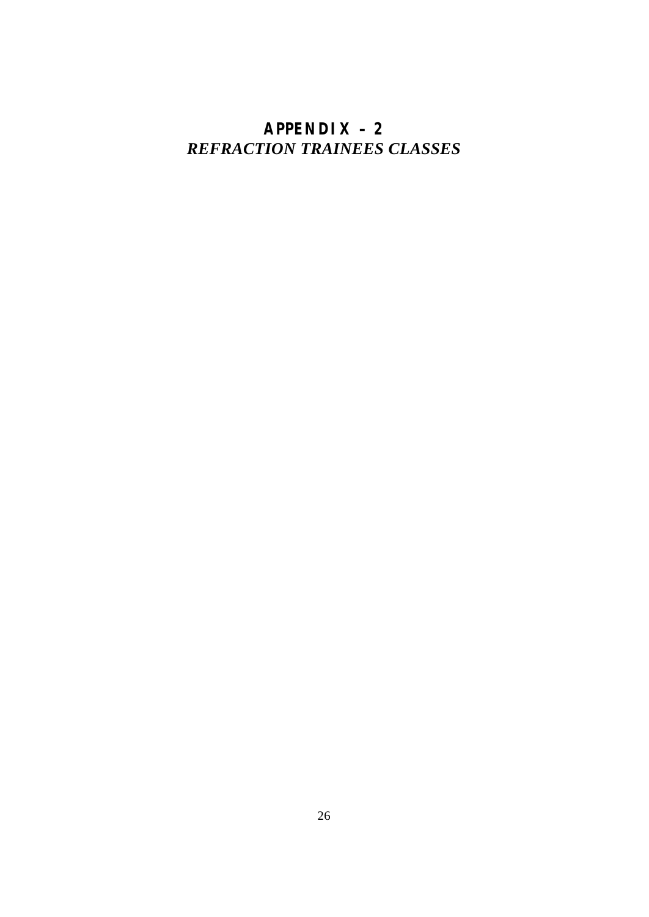# APPENDIX – 2

## *REFRACTION TRAINEES CLASSES*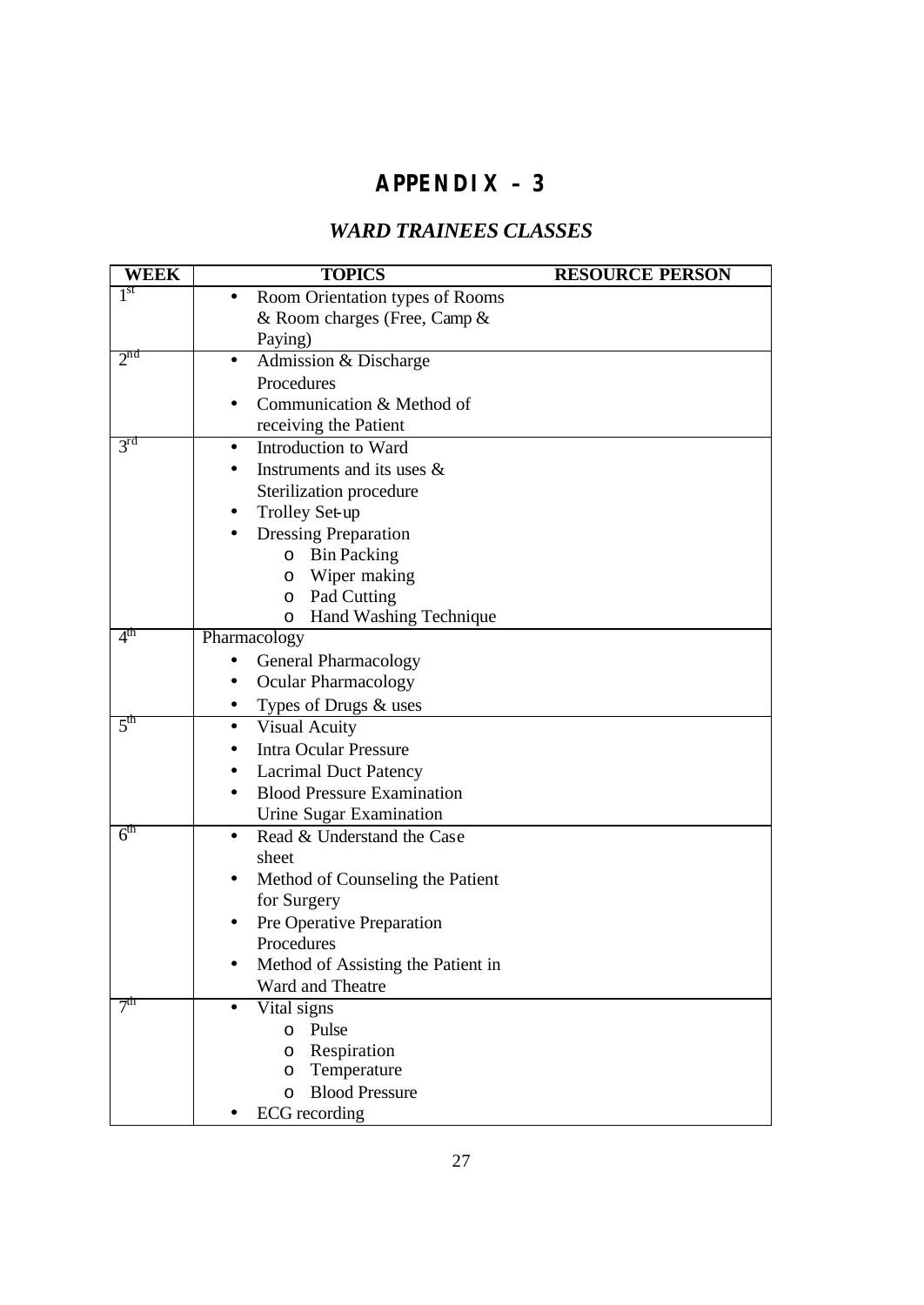# APPENDIX – 3

## *WARD TRAINEES CLASSES*

| WEEK | TOPICS | RESOURCE PERSON |
|---|---|---|
| 1st | • Room Orientation types of Rooms & Room charges (Free, Camp & Paying) | |
| 2nd | • Admission & Discharge Procedures<br>• Communication & Method of receiving the Patient | |
| 3rd | • Introduction to Ward<br>• Instruments and its uses & Sterilization procedure<br>• Trolley Set-up<br>• Dressing Preparation<br>  o Bin Packing<br>  o Wiper making<br>  o Pad Cutting<br>  o Hand Washing Technique | |
| 4th | Pharmacology<br>• General Pharmacology<br>• Ocular Pharmacology<br>• Types of Drugs & uses | |
| 5th | • Visual Acuity<br>• Intra Ocular Pressure<br>• Lacrimal Duct Patency<br>• Blood Pressure Examination<br>Urine Sugar Examination | |
| 6th | • Read & Understand the Case sheet<br>• Method of Counseling the Patient for Surgery<br>• Pre Operative Preparation Procedures<br>• Method of Assisting the Patient in Ward and Theatre | |
| 7th | • Vital signs<br>  o Pulse<br>  o Respiration<br>  o Temperature<br>  o Blood Pressure<br>• ECG recording | |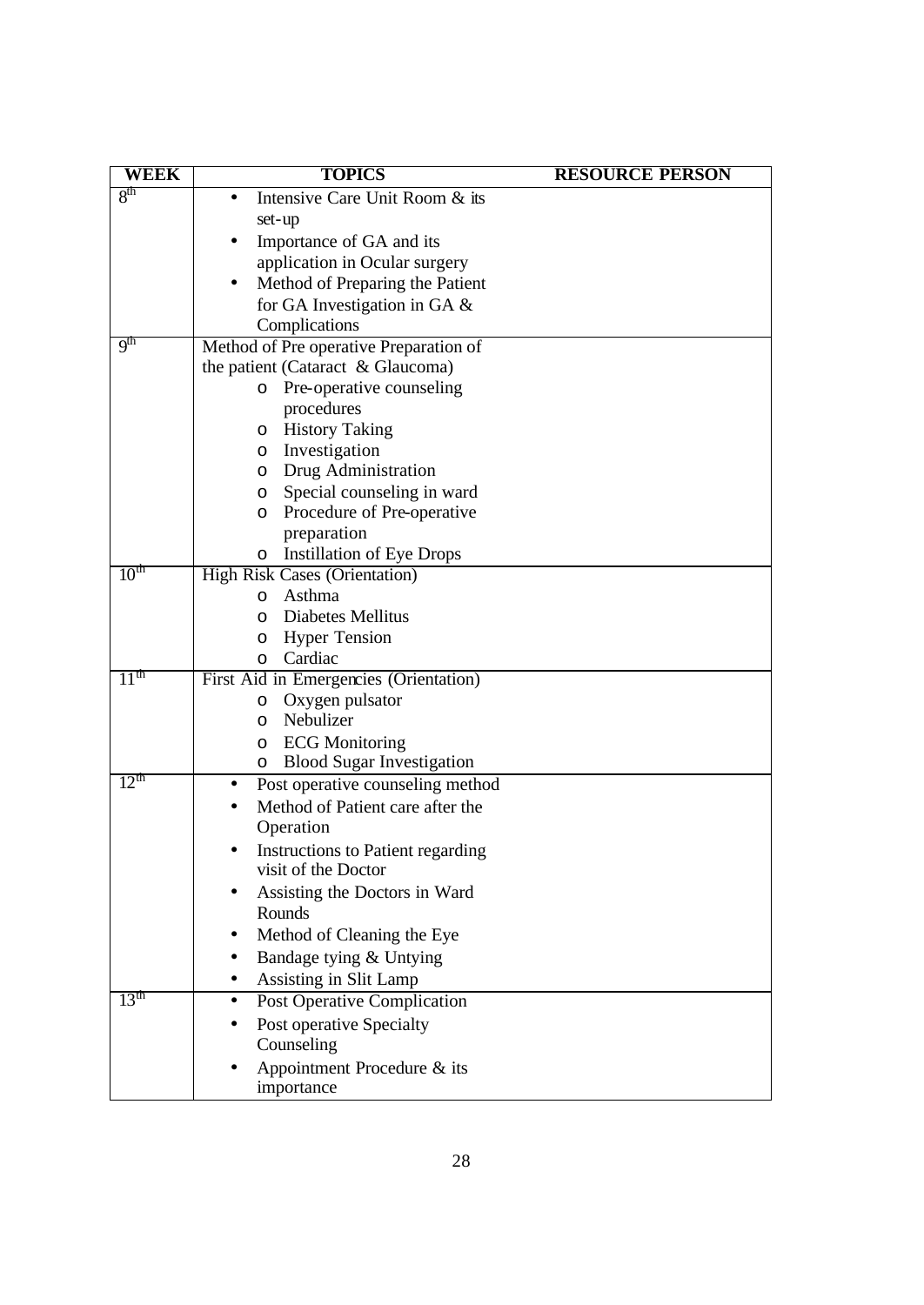| WEEK | TOPICS | RESOURCE PERSON |
|---|---|---|
| 8th | • Intensive Care Unit Room & its set-up<br>• Importance of GA and its application in Ocular surgery<br>• Method of Preparing the Patient for GA Investigation in GA & Complications | |
| 9th | Method of Pre operative Preparation of the patient (Cataract & Glaucoma)<br>o Pre-operative counseling procedures<br>o History Taking<br>o Investigation<br>o Drug Administration<br>o Special counseling in ward<br>o Procedure of Pre-operative preparation<br>o Instillation of Eye Drops | |
| 10th | High Risk Cases (Orientation)<br>o Asthma<br>o Diabetes Mellitus<br>o Hyper Tension<br>o Cardiac | |
| 11th | First Aid in Emergencies (Orientation)<br>o Oxygen pulsator<br>o Nebulizer<br>o ECG Monitoring<br>o Blood Sugar Investigation | |
| 12th | • Post operative counseling method<br>• Method of Patient care after the Operation<br>• Instructions to Patient regarding visit of the Doctor<br>• Assisting the Doctors in Ward Rounds<br>• Method of Cleaning the Eye<br>• Bandage tying & Untying<br>• Assisting in Slit Lamp | |
| 13th | • Post Operative Complication<br>• Post operative Specialty Counseling<br>• Appointment Procedure & its importance | |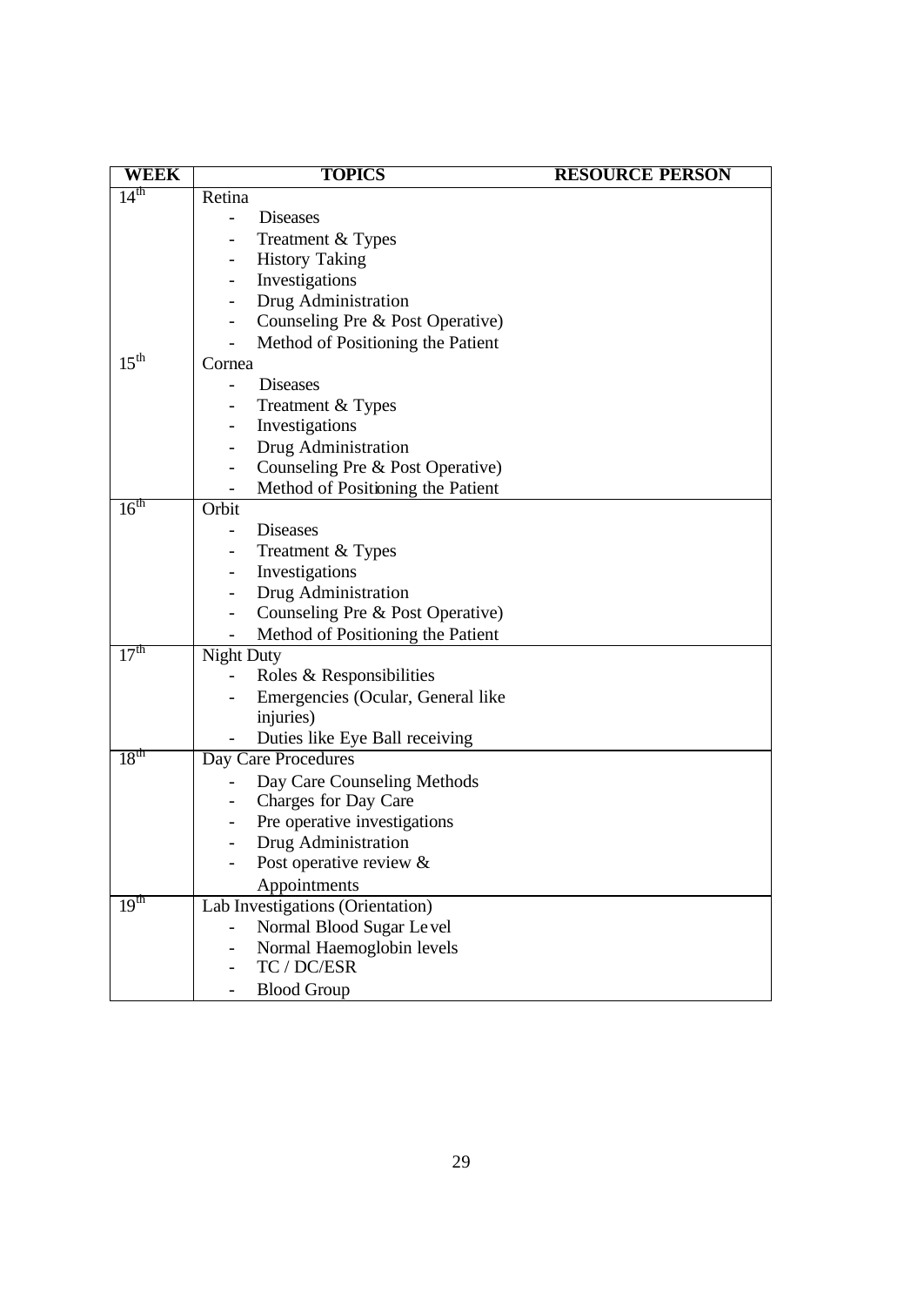| WEEK | TOPICS | RESOURCE PERSON |
|---|---|---|
| 14th | Retina<br>- Diseases<br>- Treatment & Types<br>- History Taking<br>- Investigations<br>- Drug Administration<br>- Counseling Pre & Post Operative)<br>- Method of Positioning the Patient | |
| 15th | Cornea<br>- Diseases<br>- Treatment & Types<br>- Investigations<br>- Drug Administration<br>- Counseling Pre & Post Operative)<br>- Method of Positioning the Patient | |
| 16th | Orbit<br>- Diseases<br>- Treatment & Types<br>- Investigations<br>- Drug Administration<br>- Counseling Pre & Post Operative)<br>- Method of Positioning the Patient | |
| 17th | Night Duty<br>- Roles & Responsibilities<br>- Emergencies (Ocular, General like injuries)<br>- Duties like Eye Ball receiving | |
| 18th | Day Care Procedures<br>- Day Care Counseling Methods<br>- Charges for Day Care<br>- Pre operative investigations<br>- Drug Administration<br>- Post operative review & Appointments | |
| 19th | Lab Investigations (Orientation)<br>- Normal Blood Sugar Level<br>- Normal Haemoglobin levels<br>- TC / DC/ESR<br>- Blood Group | |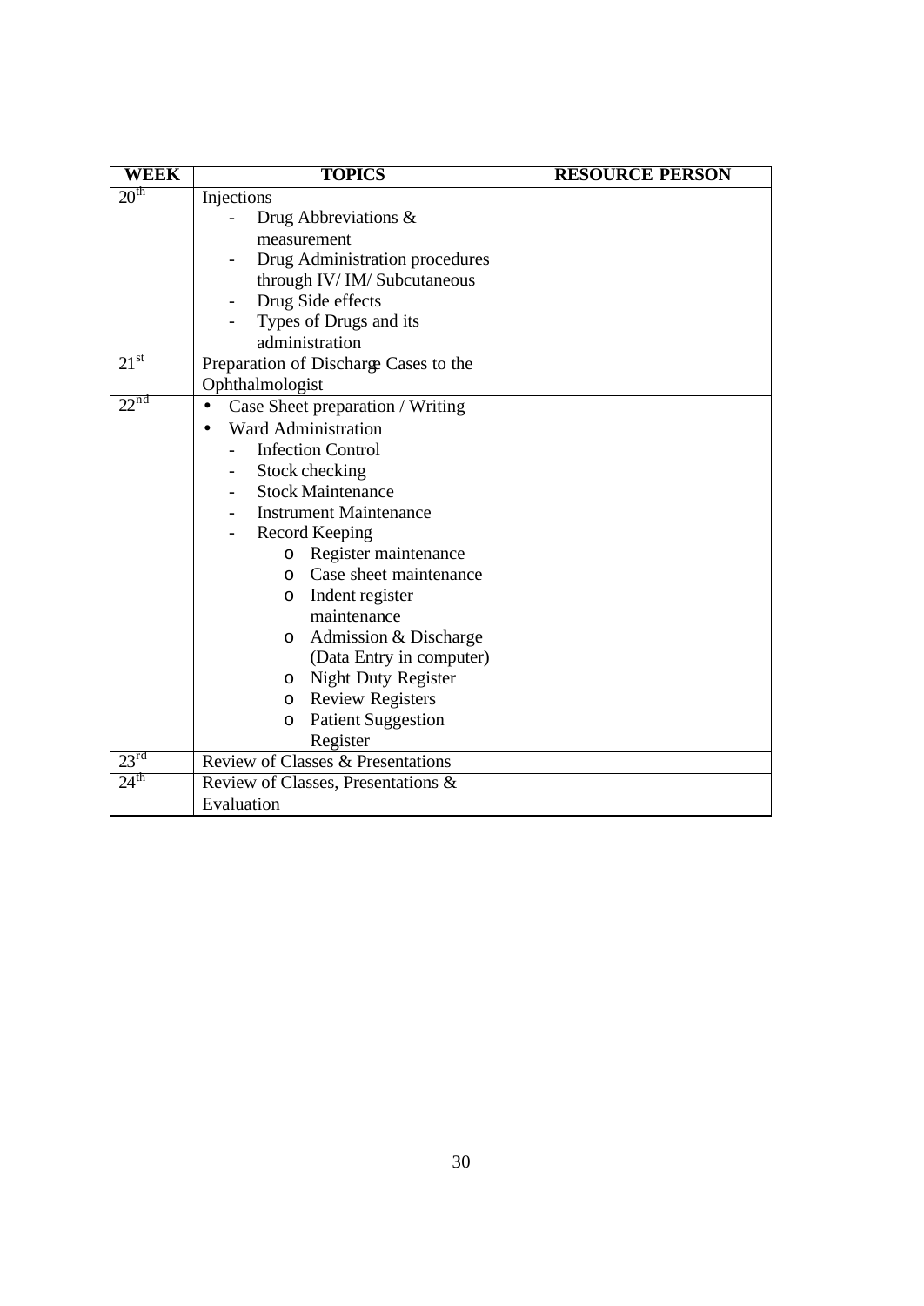| WEEK | TOPICS | RESOURCE PERSON |
|---|---|---|
| 20th | Injections<br>- Drug Abbreviations & measurement<br>- Drug Administration procedures through IV/ IM/ Subcutaneous<br>- Drug Side effects<br>- Types of Drugs and its administration | |
| 21st | Preparation of Discharge Cases to the Ophthalmologist | |
| 22nd | • Case Sheet preparation / Writing<br>• Ward Administration<br>- Infection Control<br>- Stock checking<br>- Stock Maintenance<br>- Instrument Maintenance<br>- Record Keeping<br>o Register maintenance<br>o Case sheet maintenance<br>o Indent register maintenance<br>o Admission & Discharge (Data Entry in computer)<br>o Night Duty Register<br>o Review Registers<br>o Patient Suggestion Register | |
| 23rd | Review of Classes & Presentations | |
| 24th | Review of Classes, Presentations & Evaluation | |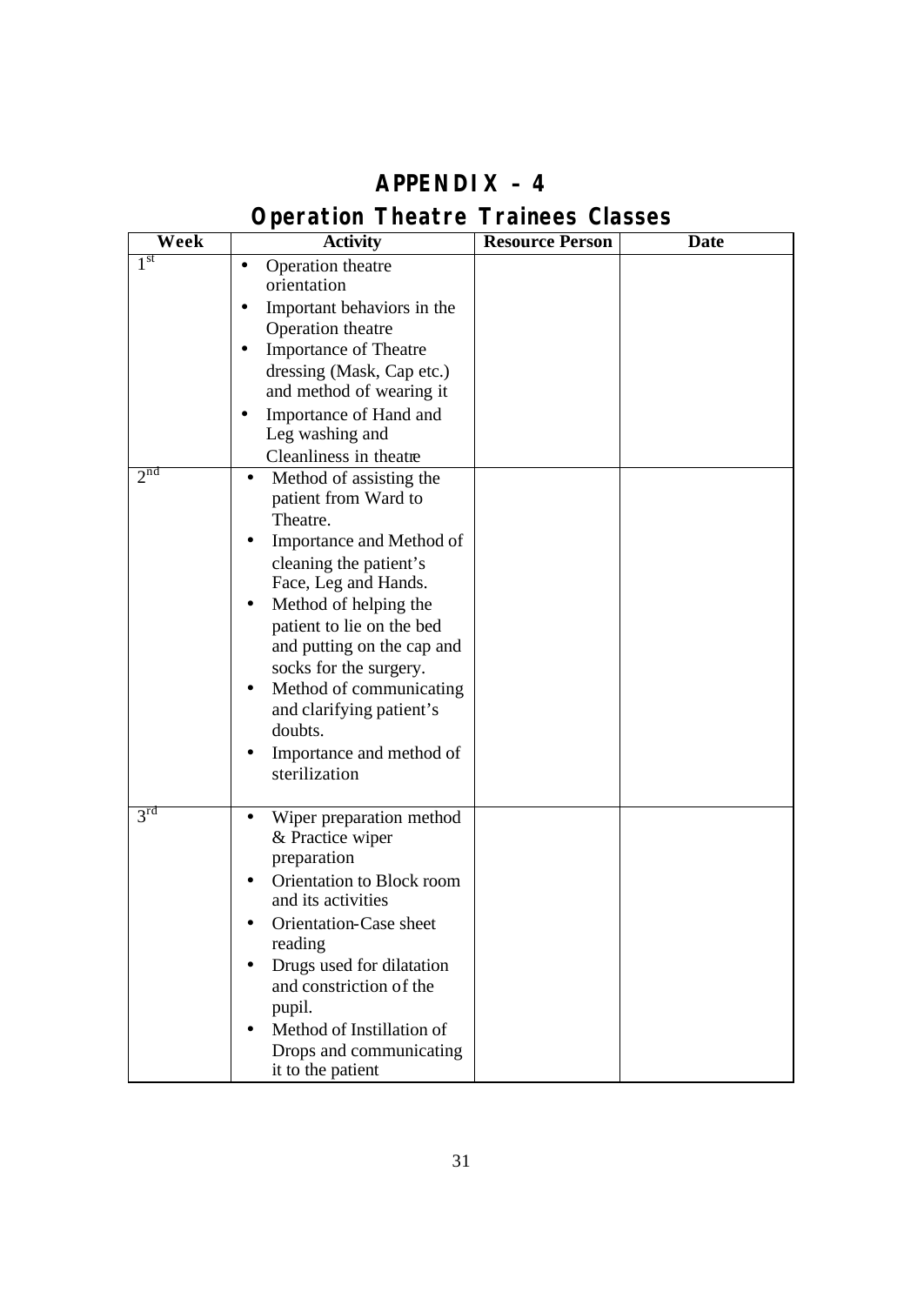# APPENDIX – 4

## Operation Theatre Trainees Classes

| Week | Activity | Resource Person | Date |
|---|---|---|---|
| 1st | • Operation theatre orientation<br>• Important behaviors in the Operation theatre<br>• Importance of Theatre dressing (Mask, Cap etc.) and method of wearing it<br>• Importance of Hand and Leg washing and Cleanliness in theatre | | |
| 2nd | • Method of assisting the patient from Ward to Theatre.<br>• Importance and Method of cleaning the patient's Face, Leg and Hands.<br>• Method of helping the patient to lie on the bed and putting on the cap and socks for the surgery.<br>• Method of communicating and clarifying patient's doubts.<br>• Importance and method of sterilization | | |
| 3rd | • Wiper preparation method & Practice wiper preparation<br>• Orientation to Block room and its activities<br>• Orientation-Case sheet reading<br>• Drugs used for dilatation and constriction of the pupil.<br>• Method of Instillation of Drops and communicating it to the patient | | |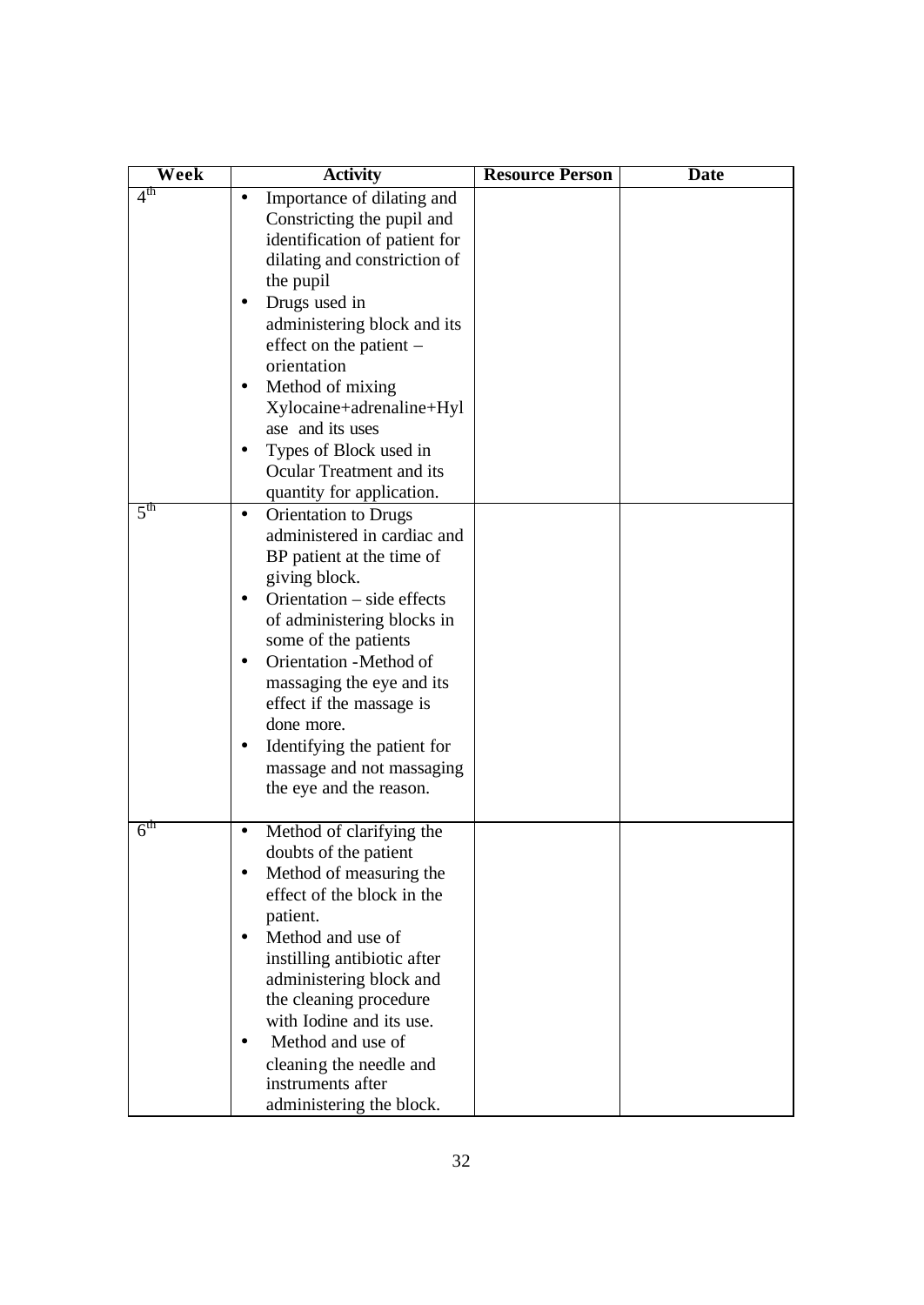| Week | Activity | Resource Person | Date |
|---|---|---|---|
| 4th | • Importance of dilating and Constricting the pupil and identification of patient for dilating and constriction of the pupil<br>• Drugs used in administering block and its effect on the patient – orientation<br>• Method of mixing Xylocaine+adrenaline+Hylase and its uses<br>• Types of Block used in Ocular Treatment and its quantity for application. | | |
| 5th | • Orientation to Drugs administered in cardiac and BP patient at the time of giving block.<br>• Orientation – side effects of administering blocks in some of the patients<br>• Orientation -Method of massaging the eye and its effect if the massage is done more.<br>• Identifying the patient for massage and not massaging the eye and the reason. | | |
| 6th | • Method of clarifying the doubts of the patient<br>• Method of measuring the effect of the block in the patient.<br>• Method and use of instilling antibiotic after administering block and the cleaning procedure with Iodine and its use.<br>• Method and use of cleaning the needle and instruments after administering the block. | | |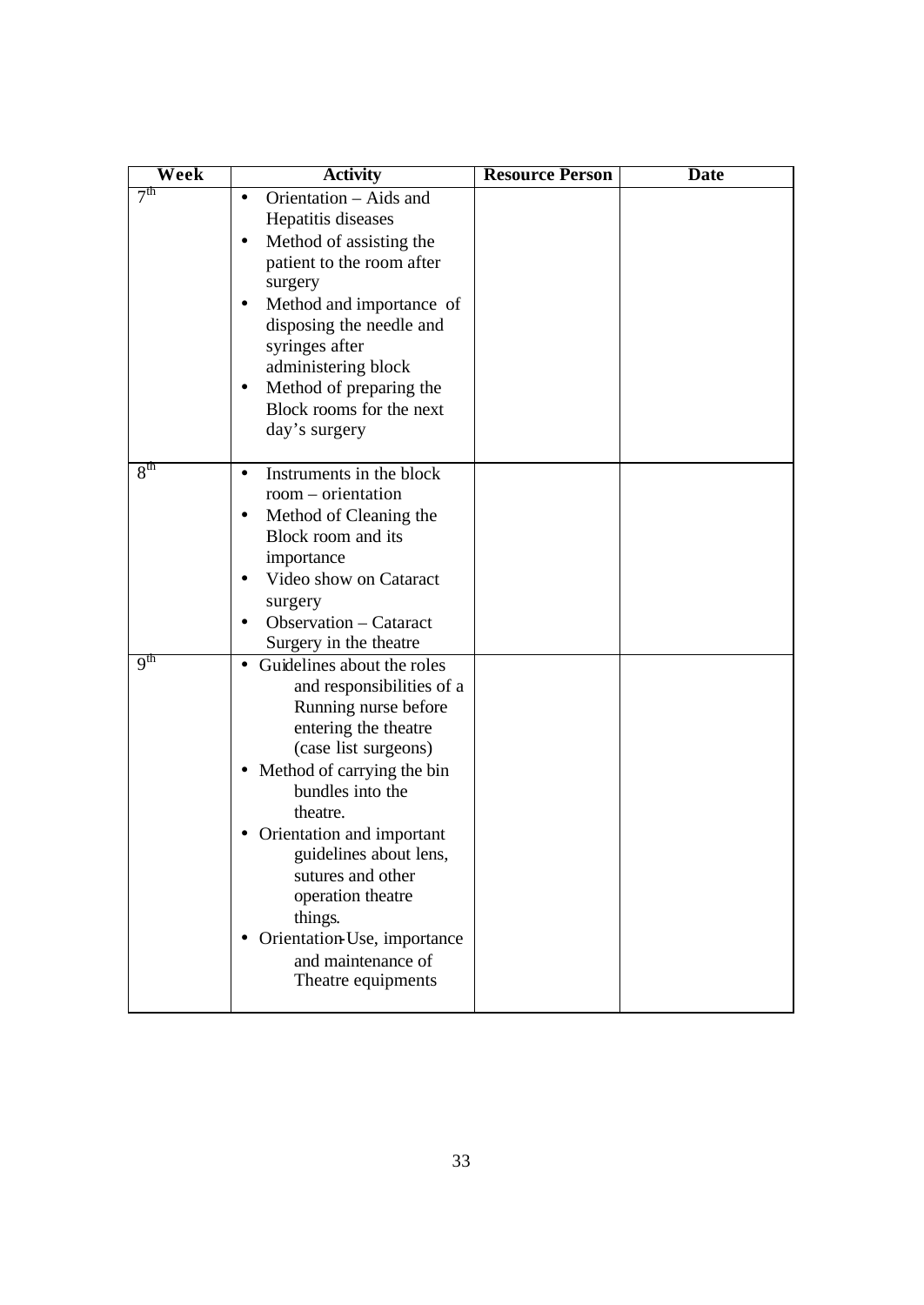| Week | Activity | Resource Person | Date |
|---|---|---|---|
| 7th | • Orientation – Aids and Hepatitis diseases<br>• Method of assisting the patient to the room after surgery<br>• Method and importance of disposing the needle and syringes after administering block<br>• Method of preparing the Block rooms for the next day's surgery | | |
| 8th | • Instruments in the block room – orientation<br>• Method of Cleaning the Block room and its importance<br>• Video show on Cataract surgery<br>• Observation – Cataract Surgery in the theatre | | |
| 9th | • Guidelines about the roles and responsibilities of a Running nurse before entering the theatre (case list surgeons)<br>• Method of carrying the bin bundles into the theatre.<br>• Orientation and important guidelines about lens, sutures and other operation theatre things.<br>• Orientation-Use, importance and maintenance of Theatre equipments | | |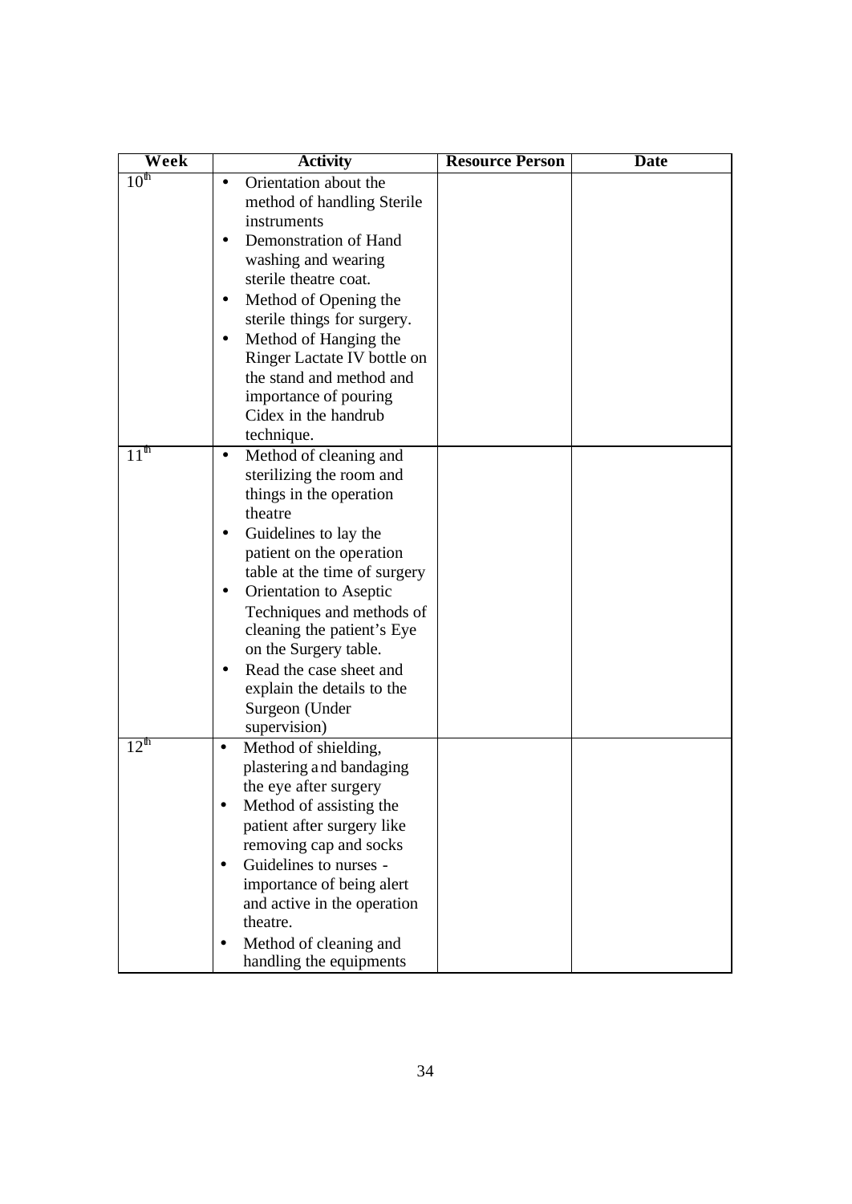| Week | Activity | Resource Person | Date |
| --- | --- | --- | --- |
| 10th | • Orientation about the method of handling Sterile instruments<br>• Demonstration of Hand washing and wearing sterile theatre coat.<br>• Method of Opening the sterile things for surgery.<br>• Method of Hanging the Ringer Lactate IV bottle on the stand and method and importance of pouring Cidex in the handrub technique. | | |
| 11th | • Method of cleaning and sterilizing the room and things in the operation theatre<br>• Guidelines to lay the patient on the operation table at the time of surgery<br>• Orientation to Aseptic Techniques and methods of cleaning the patient's Eye on the Surgery table.<br>• Read the case sheet and explain the details to the Surgeon (Under supervision) | | |
| 12th | • Method of shielding, plastering and bandaging the eye after surgery<br>• Method of assisting the patient after surgery like removing cap and socks<br>• Guidelines to nurses - importance of being alert and active in the operation theatre.<br>• Method of cleaning and handling the equipments | | |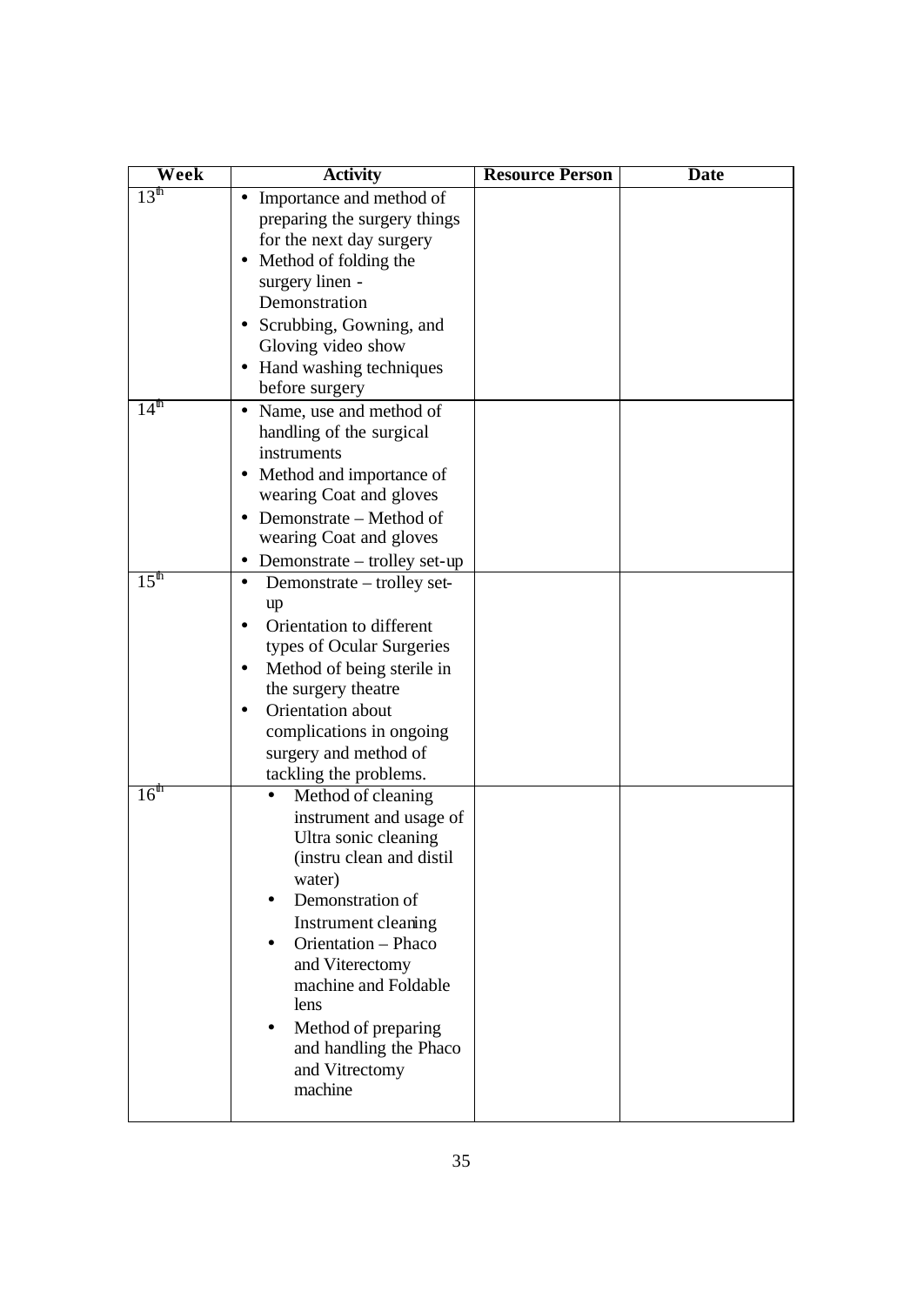| Week | Activity | Resource Person | Date |
|---|---|---|---|
| 13th | • Importance and method of preparing the surgery things for the next day surgery<br>• Method of folding the surgery linen - Demonstration<br>• Scrubbing, Gowning, and Gloving video show<br>• Hand washing techniques before surgery | | |
| 14th | • Name, use and method of handling of the surgical instruments<br>• Method and importance of wearing Coat and gloves<br>• Demonstrate – Method of wearing Coat and gloves<br>• Demonstrate – trolley set-up | | |
| 15th | • Demonstrate – trolley set-up<br>• Orientation to different types of Ocular Surgeries<br>• Method of being sterile in the surgery theatre<br>• Orientation about complications in ongoing surgery and method of tackling the problems. | | |
| 16th | • Method of cleaning instrument and usage of Ultra sonic cleaning (instru clean and distil water)<br>• Demonstration of Instrument cleaning<br>• Orientation – Phaco and Viterectomy machine and Foldable lens<br>• Method of preparing and handling the Phaco and Vitrectomy machine | | |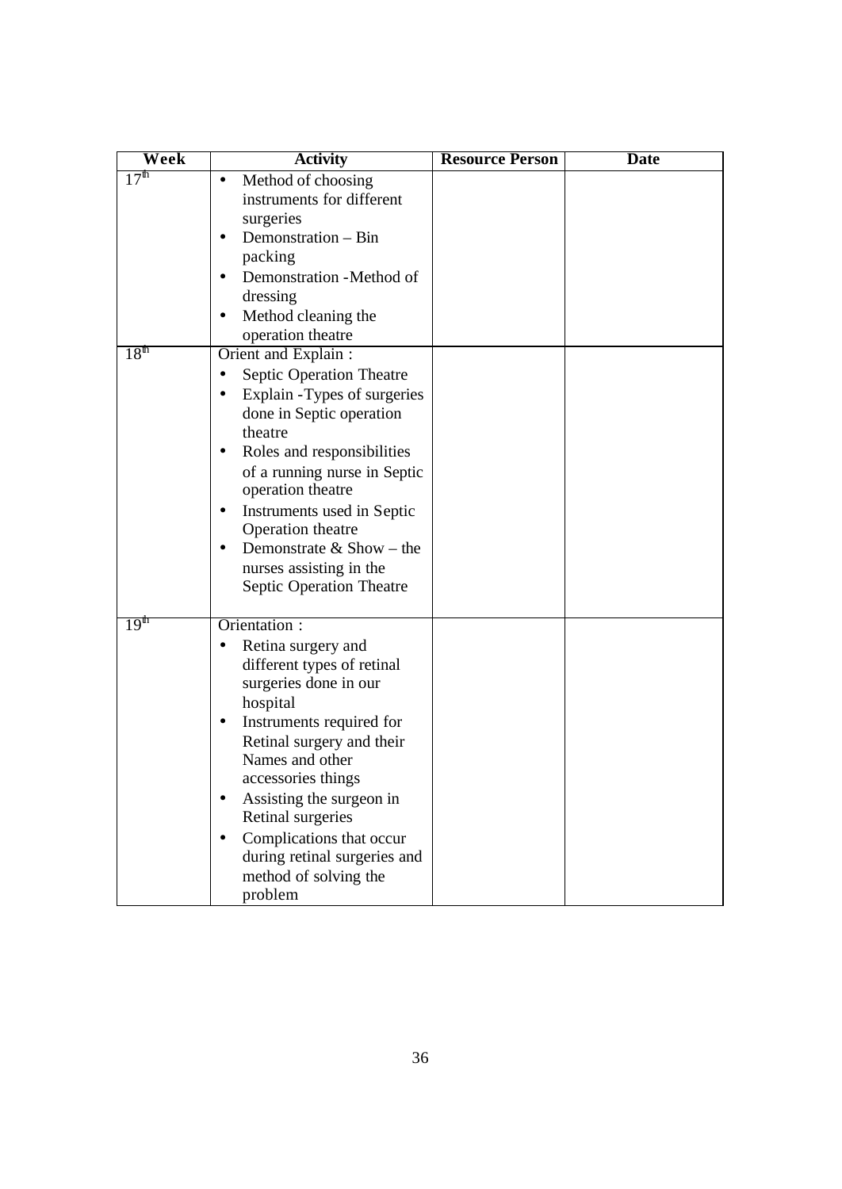| Week | Activity | Resource Person | Date |
|---|---|---|---|
| 17th | • Method of choosing instruments for different surgeries<br>• Demonstration – Bin packing<br>• Demonstration -Method of dressing<br>• Method cleaning the operation theatre | | |
| 18th | Orient and Explain :<br>• Septic Operation Theatre<br>• Explain -Types of surgeries done in Septic operation theatre<br>• Roles and responsibilities of a running nurse in Septic operation theatre<br>• Instruments used in Septic Operation theatre<br>• Demonstrate & Show – the nurses assisting in the Septic Operation Theatre | | |
| 19th | Orientation :<br>• Retina surgery and different types of retinal surgeries done in our hospital<br>• Instruments required for Retinal surgery and their Names and other accessories things<br>• Assisting the surgeon in Retinal surgeries<br>• Complications that occur during retinal surgeries and method of solving the problem | | |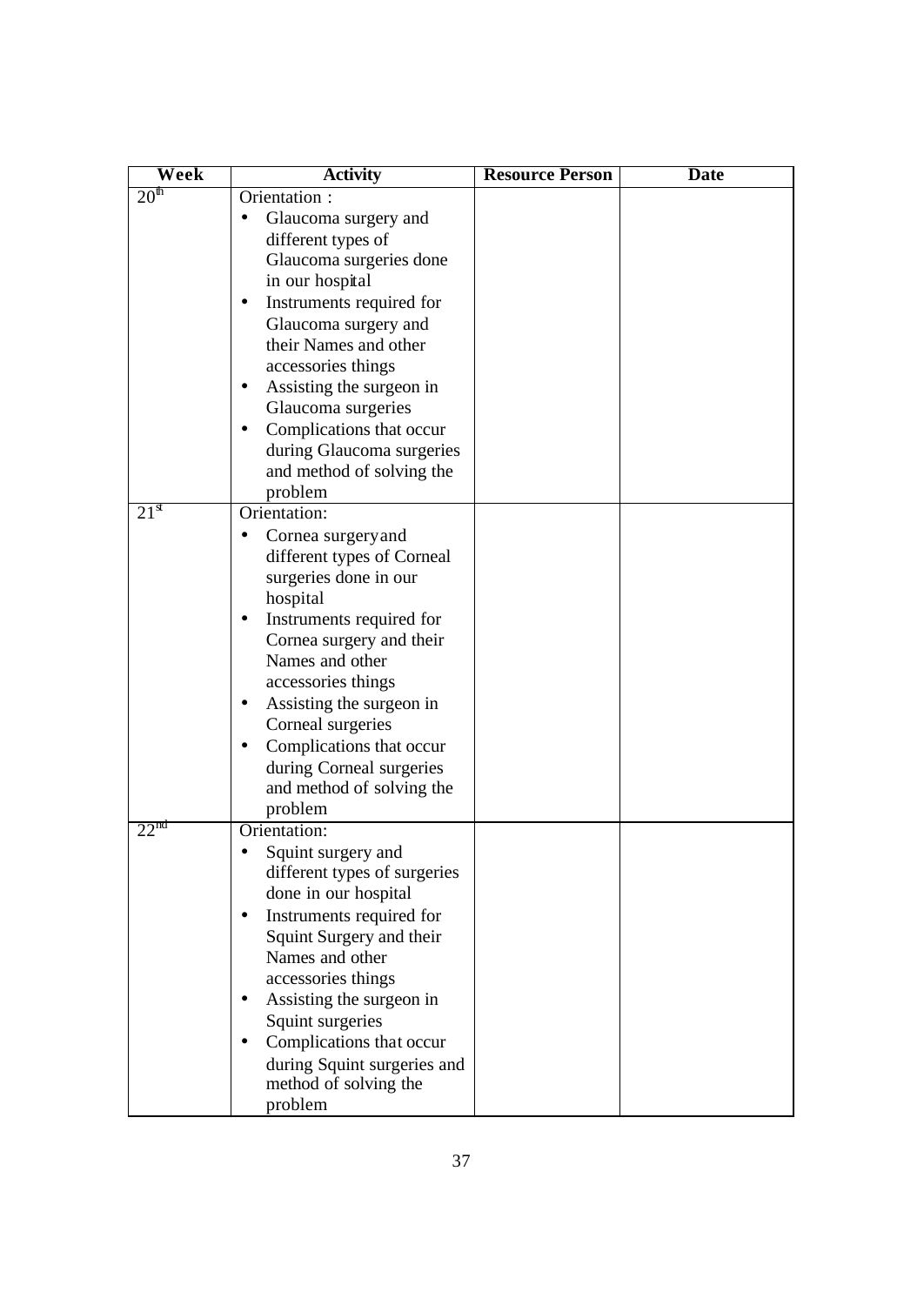| Week | Activity | Resource Person | Date |
|---|---|---|---|
| 20th | Orientation : <br>• Glaucoma surgery and different types of Glaucoma surgeries done in our hospital <br>• Instruments required for Glaucoma surgery and their Names and other accessories things <br>• Assisting the surgeon in Glaucoma surgeries <br>• Complications that occur during Glaucoma surgeries and method of solving the problem | | |
| 21st | Orientation: <br>• Cornea surgeryand different types of Corneal surgeries done in our hospital <br>• Instruments required for Cornea surgery and their Names and other accessories things <br>• Assisting the surgeon in Corneal surgeries <br>• Complications that occur during Corneal surgeries and method of solving the problem | | |
| 22nd | Orientation: <br>• Squint surgery and different types of surgeries done in our hospital <br>• Instruments required for Squint Surgery and their Names and other accessories things <br>• Assisting the surgeon in Squint surgeries <br>• Complications that occur during Squint surgeries and method of solving the problem | | |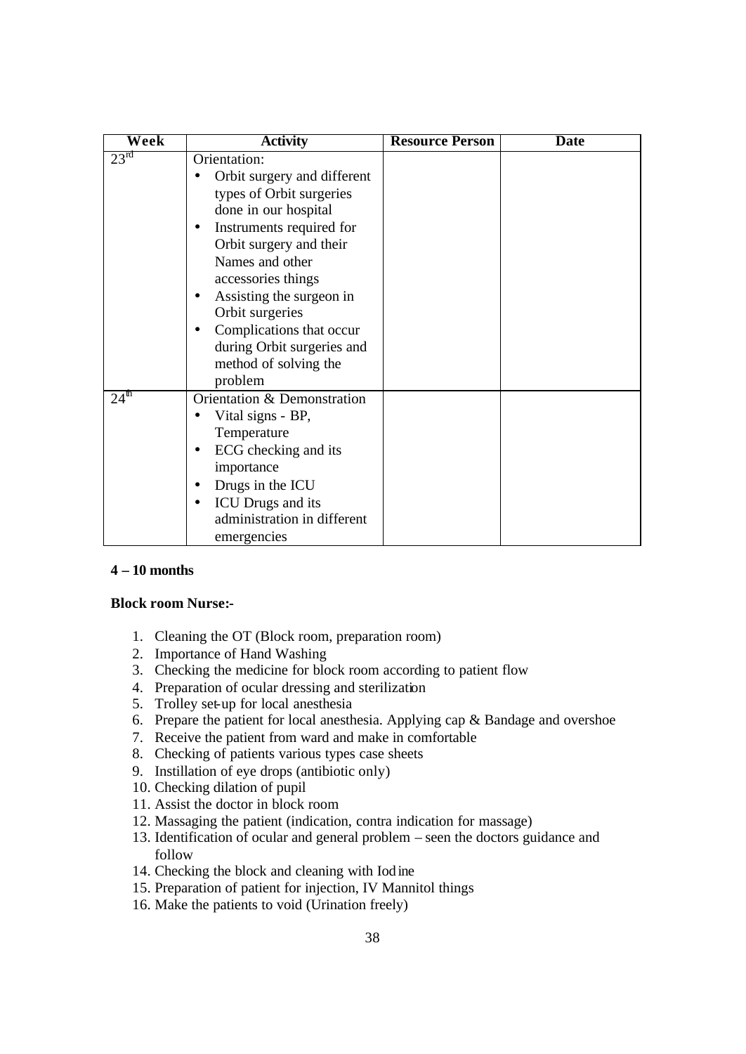| Week | Activity | Resource Person | Date |
|---|---|---|---|
| 23rd | Orientation:<br>• Orbit surgery and different types of Orbit surgeries done in our hospital<br>• Instruments required for Orbit surgery and their Names and other accessories things<br>• Assisting the surgeon in Orbit surgeries<br>• Complications that occur during Orbit surgeries and method of solving the problem | | |
| 24th | Orientation & Demonstration<br>• Vital signs - BP, Temperature<br>• ECG checking and its importance<br>• Drugs in the ICU<br>• ICU Drugs and its administration in different emergencies | | |

**4 – 10 months**

**Block room Nurse:-**

1. Cleaning the OT (Block room, preparation room)
2. Importance of Hand Washing
3. Checking the medicine for block room according to patient flow
4. Preparation of ocular dressing and sterilization
5. Trolley set-up for local anesthesia
6. Prepare the patient for local anesthesia. Applying cap & Bandage and overshoe
7. Receive the patient from ward and make in comfortable
8. Checking of patients various types case sheets
9. Instillation of eye drops (antibiotic only)
10. Checking dilation of pupil
11. Assist the doctor in block room
12. Massaging the patient (indication, contra indication for massage)
13. Identification of ocular and general problem – seen the doctors guidance and follow
14. Checking the block and cleaning with Iodine
15. Preparation of patient for injection, IV Mannitol things
16. Make the patients to void (Urination freely)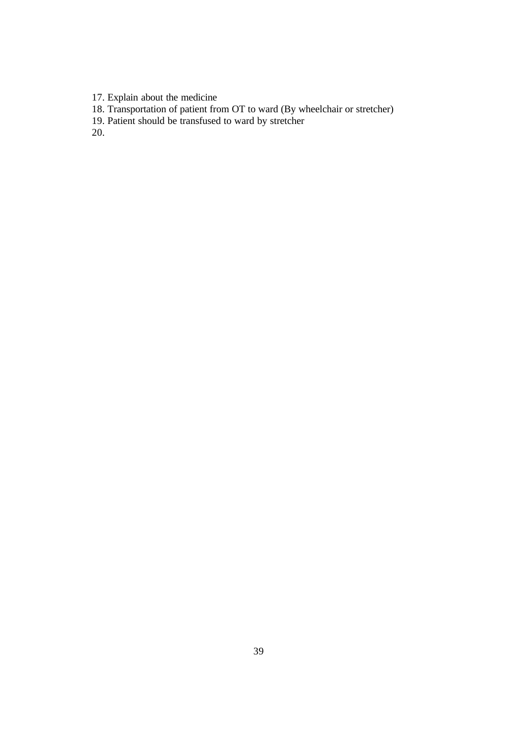17. Explain about the medicine
18. Transportation of patient from OT to ward (By wheelchair or stretcher)
19. Patient should be transfused to ward by stretcher
20.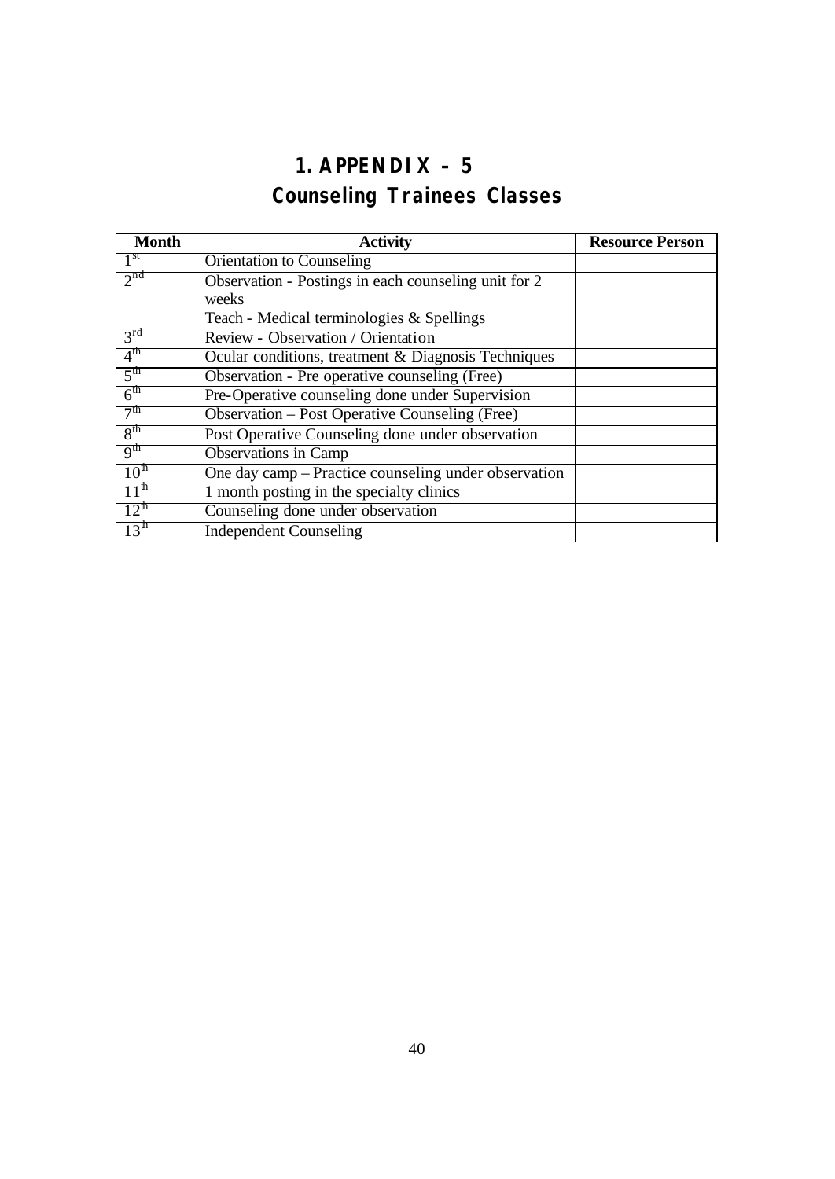# 1. APPENDIX – 5

## Counseling Trainees Classes

| Month | Activity | Resource Person |
|---|---|---|
| 1st | Orientation to Counseling | |
| 2nd | Observation - Postings in each counseling unit for 2 weeks<br>Teach - Medical terminologies & Spellings | |
| 3rd | Review - Observation / Orientation | |
| 4th | Ocular conditions, treatment & Diagnosis Techniques | |
| 5th | Observation - Pre operative counseling (Free) | |
| 6th | Pre-Operative counseling done under Supervision | |
| 7th | Observation – Post Operative Counseling (Free) | |
| 8th | Post Operative Counseling done under observation | |
| 9th | Observations in Camp | |
| 10th | One day camp – Practice counseling under observation | |
| 11th | 1 month posting in the specialty clinics | |
| 12th | Counseling done under observation | |
| 13th | Independent Counseling | |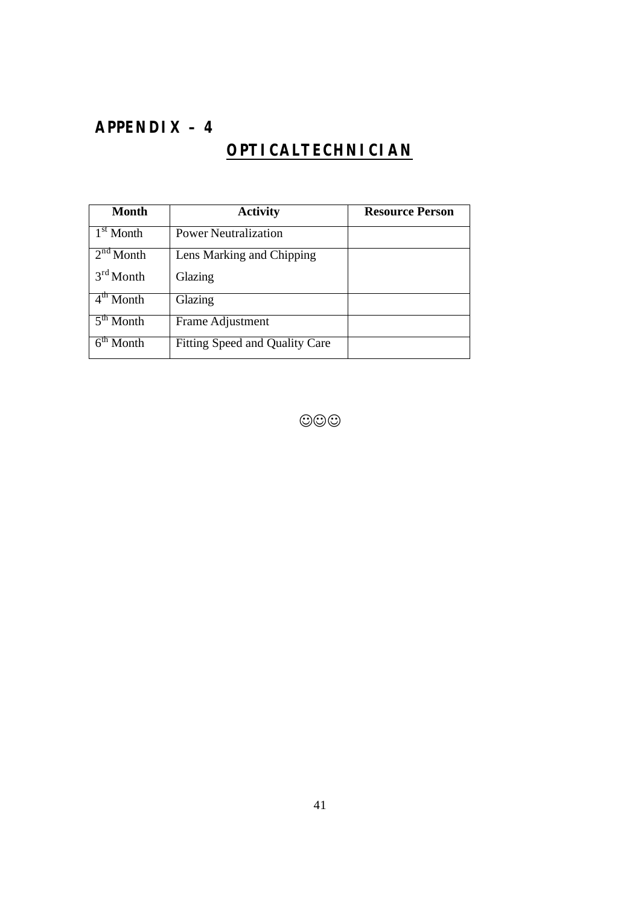## APPENDIX – 4

## OPTICALTECHNICIAN

| Month | Activity | Resource Person |
|---|---|---|
| 1st Month | Power Neutralization | |
| 2nd Month<br>3rd Month | Lens Marking and Chipping<br>Glazing | |
| 4th Month | Glazing | |
| 5th Month | Frame Adjustment | |
| 6th Month | Fitting Speed and Quality Care | |

☺☺☺